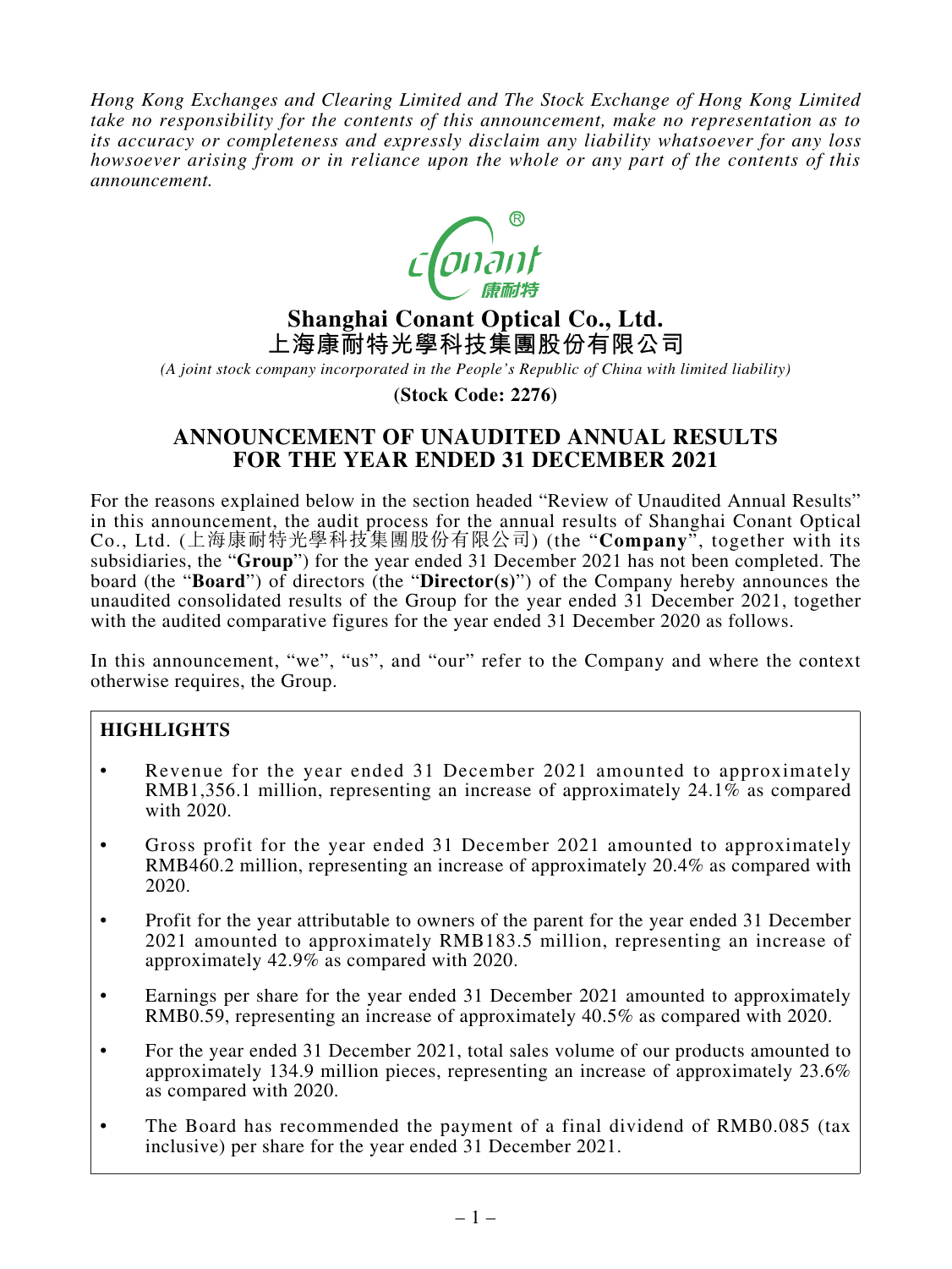*Hong Kong Exchanges and Clearing Limited and The Stock Exchange of Hong Kong Limited take no responsibility for the contents of this announcement, make no representation as to its accuracy or completeness and expressly disclaim any liability whatsoever for any loss howsoever arising from or in reliance upon the whole or any part of the contents of this announcement.*

# Shanghai Conant Optical Co., Ltd.
# 上海康耐特光學科技集團股份有限公司

*(A joint stock company incorporated in the People's Republic of China with limited liability)*

**(Stock Code: 2276)**

## ANNOUNCEMENT OF UNAUDITED ANNUAL RESULTS FOR THE YEAR ENDED 31 DECEMBER 2021

For the reasons explained below in the section headed "Review of Unaudited Annual Results" in this announcement, the audit process for the annual results of Shanghai Conant Optical Co., Ltd. (上海康耐特光學科技集團股份有限公司) (the "**Company**", together with its subsidiaries, the "**Group**") for the year ended 31 December 2021 has not been completed. The board (the "**Board**") of directors (the "**Director(s)**") of the Company hereby announces the unaudited consolidated results of the Group for the year ended 31 December 2021, together with the audited comparative figures for the year ended 31 December 2020 as follows.

In this announcement, "we", "us", and "our" refer to the Company and where the context otherwise requires, the Group.

### HIGHLIGHTS

- Revenue for the year ended 31 December 2021 amounted to approximately RMB1,356.1 million, representing an increase of approximately 24.1% as compared with 2020.
- Gross profit for the year ended 31 December 2021 amounted to approximately RMB460.2 million, representing an increase of approximately 20.4% as compared with 2020.
- Profit for the year attributable to owners of the parent for the year ended 31 December 2021 amounted to approximately RMB183.5 million, representing an increase of approximately 42.9% as compared with 2020.
- Earnings per share for the year ended 31 December 2021 amounted to approximately RMB0.59, representing an increase of approximately 40.5% as compared with 2020.
- For the year ended 31 December 2021, total sales volume of our products amounted to approximately 134.9 million pieces, representing an increase of approximately 23.6% as compared with 2020.
- The Board has recommended the payment of a final dividend of RMB0.085 (tax inclusive) per share for the year ended 31 December 2021.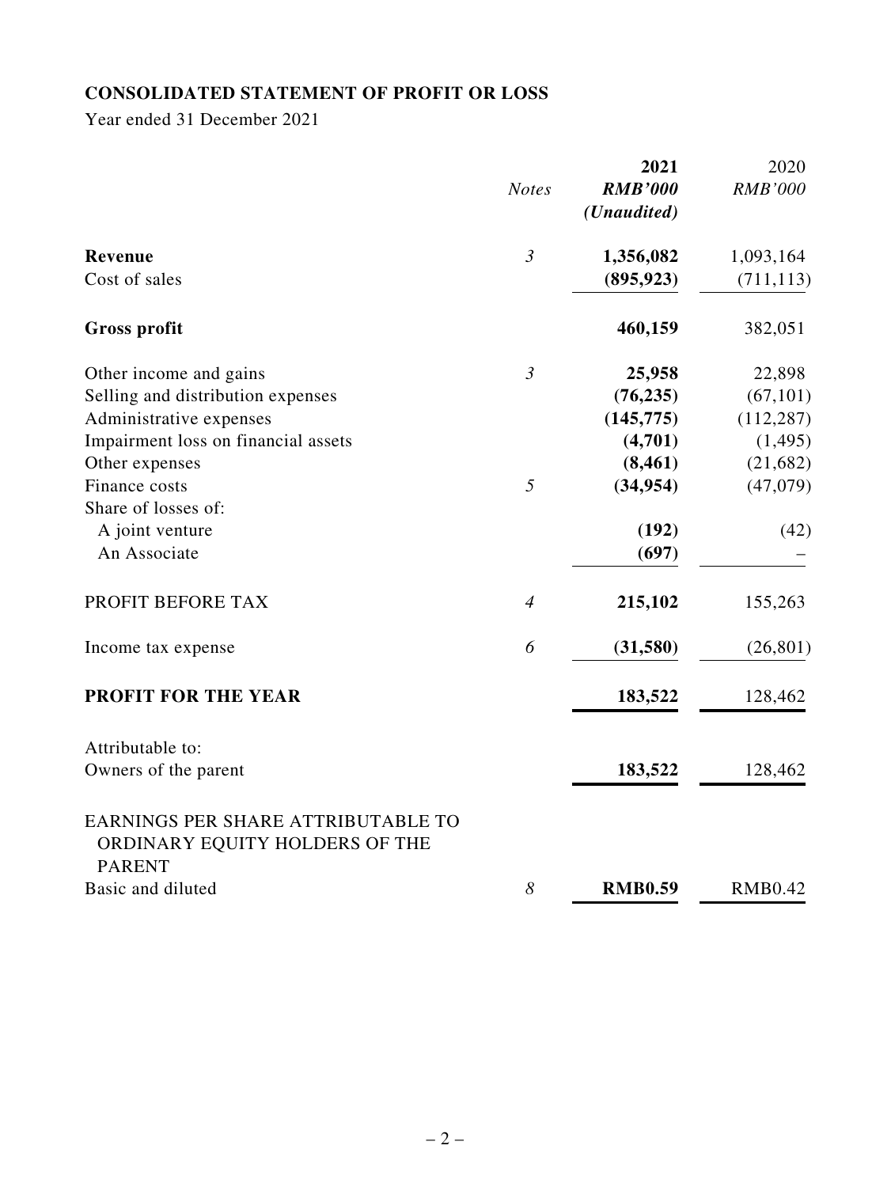## CONSOLIDATED STATEMENT OF PROFIT OR LOSS

Year ended 31 December 2021

| | *Notes* | **2021** | 2020 |
|---|---|---|---|
| | | ***RMB'000*** | *RMB'000* |
| | | ***(Unaudited)*** | |
| **Revenue** | *3* | **1,356,082** | 1,093,164 |
| Cost of sales | | **(895,923)** | (711,113) |
| **Gross profit** | | **460,159** | 382,051 |
| Other income and gains | *3* | **25,958** | 22,898 |
| Selling and distribution expenses | | **(76,235)** | (67,101) |
| Administrative expenses | | **(145,775)** | (112,287) |
| Impairment loss on financial assets | | **(4,701)** | (1,495) |
| Other expenses | | **(8,461)** | (21,682) |
| Finance costs | *5* | **(34,954)** | (47,079) |
| Share of losses of: | | | |
| A joint venture | | **(192)** | (42) |
| An Associate | | **(697)** | – |
| PROFIT BEFORE TAX | *4* | **215,102** | 155,263 |
| Income tax expense | *6* | **(31,580)** | (26,801) |
| **PROFIT FOR THE YEAR** | | **183,522** | 128,462 |
| Attributable to: | | | |
| Owners of the parent | | **183,522** | 128,462 |
| EARNINGS PER SHARE ATTRIBUTABLE TO ORDINARY EQUITY HOLDERS OF THE PARENT | | | |
| Basic and diluted | *8* | **RMB0.59** | RMB0.42 |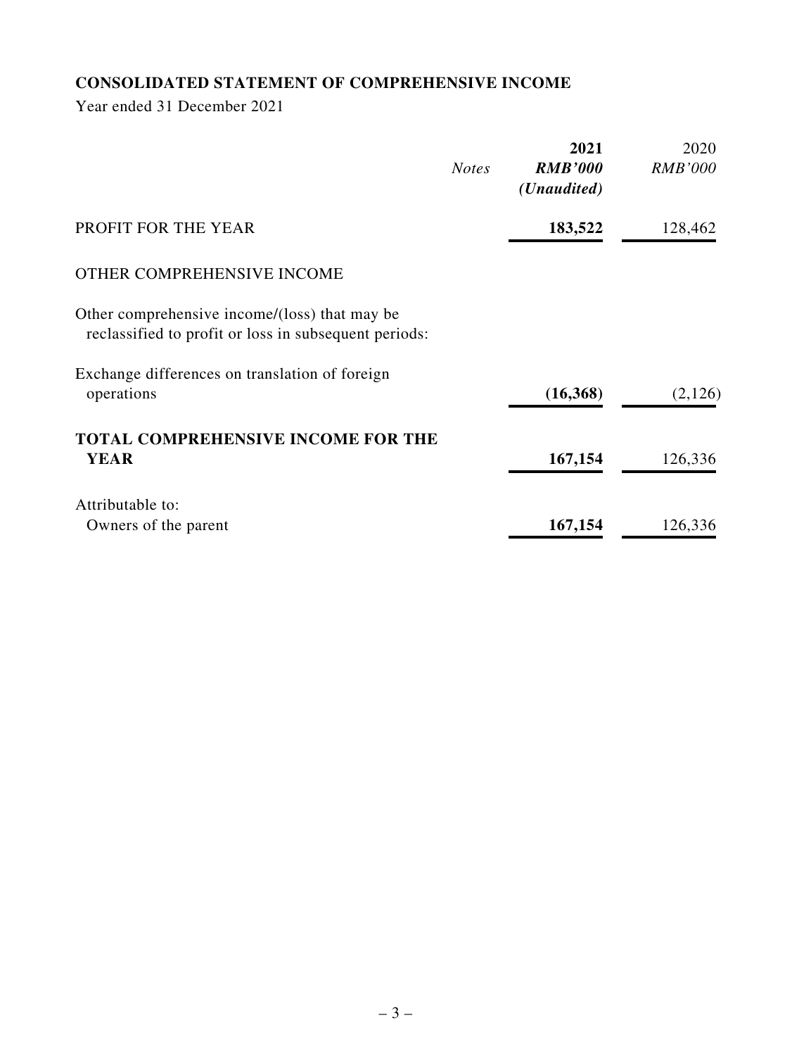## CONSOLIDATED STATEMENT OF COMPREHENSIVE INCOME

Year ended 31 December 2021

| | *Notes* | **2021** **_RMB'000_** **_(Unaudited)_** | 2020 *RMB'000* |
|---|---|---|---|
| PROFIT FOR THE YEAR | | **183,522** | 128,462 |
| OTHER COMPREHENSIVE INCOME | | | |
| Other comprehensive income/(loss) that may be reclassified to profit or loss in subsequent periods: | | | |
| Exchange differences on translation of foreign operations | | **(16,368)** | (2,126) |
| **TOTAL COMPREHENSIVE INCOME FOR THE YEAR** | | **167,154** | 126,336 |
| Attributable to: | | | |
| Owners of the parent | | **167,154** | 126,336 |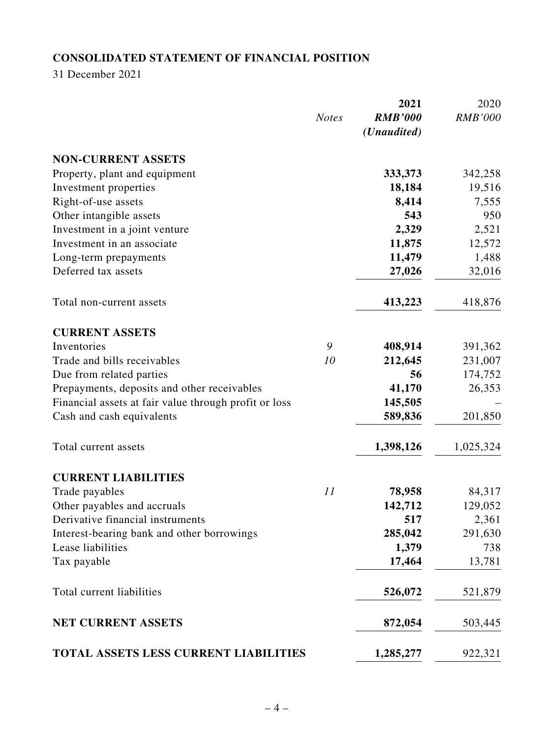## CONSOLIDATED STATEMENT OF FINANCIAL POSITION

31 December 2021

| | *Notes* | **2021** | 2020 |
|---|---|---|---|
| | | ***RMB'000*** | *RMB'000* |
| | | ***(Unaudited)*** | |
| **NON-CURRENT ASSETS** | | | |
| Property, plant and equipment | | **333,373** | 342,258 |
| Investment properties | | **18,184** | 19,516 |
| Right-of-use assets | | **8,414** | 7,555 |
| Other intangible assets | | **543** | 950 |
| Investment in a joint venture | | **2,329** | 2,521 |
| Investment in an associate | | **11,875** | 12,572 |
| Long-term prepayments | | **11,479** | 1,488 |
| Deferred tax assets | | **27,026** | 32,016 |
| Total non-current assets | | **413,223** | 418,876 |
| **CURRENT ASSETS** | | | |
| Inventories | *9* | **408,914** | 391,362 |
| Trade and bills receivables | *10* | **212,645** | 231,007 |
| Due from related parties | | **56** | 174,752 |
| Prepayments, deposits and other receivables | | **41,170** | 26,353 |
| Financial assets at fair value through profit or loss | | **145,505** | – |
| Cash and cash equivalents | | **589,836** | 201,850 |
| Total current assets | | **1,398,126** | 1,025,324 |
| **CURRENT LIABILITIES** | | | |
| Trade payables | *11* | **78,958** | 84,317 |
| Other payables and accruals | | **142,712** | 129,052 |
| Derivative financial instruments | | **517** | 2,361 |
| Interest-bearing bank and other borrowings | | **285,042** | 291,630 |
| Lease liabilities | | **1,379** | 738 |
| Tax payable | | **17,464** | 13,781 |
| Total current liabilities | | **526,072** | 521,879 |
| **NET CURRENT ASSETS** | | **872,054** | 503,445 |
| **TOTAL ASSETS LESS CURRENT LIABILITIES** | | **1,285,277** | 922,321 |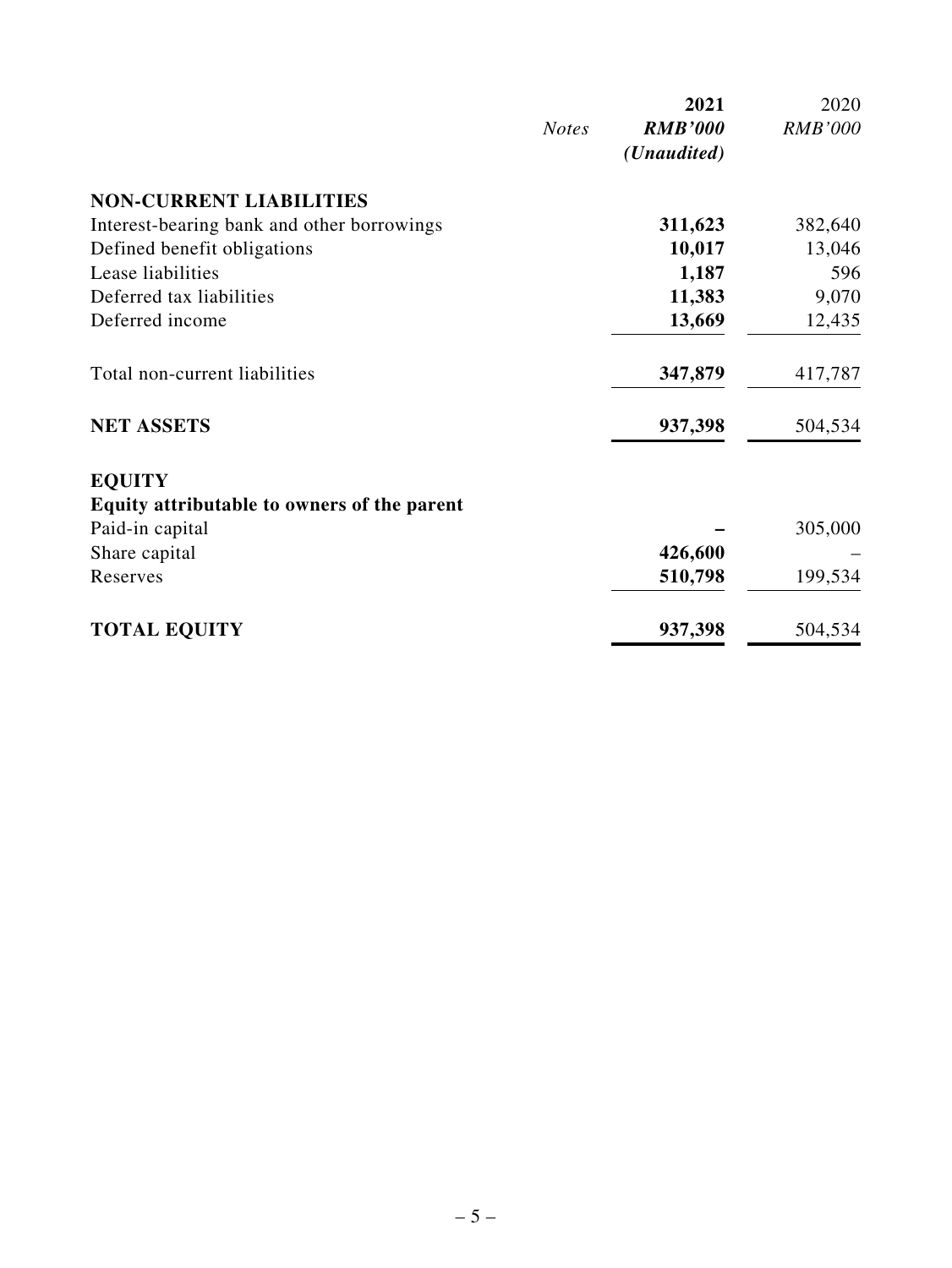| | Notes | 2021<br>*RMB'000*<br>*(Unaudited)* | 2020<br>*RMB'000* |
|---|---|---|---|
| **NON-CURRENT LIABILITIES** | | | |
| Interest-bearing bank and other borrowings | | **311,623** | 382,640 |
| Defined benefit obligations | | **10,017** | 13,046 |
| Lease liabilities | | **1,187** | 596 |
| Deferred tax liabilities | | **11,383** | 9,070 |
| Deferred income | | **13,669** | 12,435 |
| Total non-current liabilities | | **347,879** | 417,787 |
| **NET ASSETS** | | **937,398** | 504,534 |
| **EQUITY** | | | |
| **Equity attributable to owners of the parent** | | | |
| Paid-in capital | | **–** | 305,000 |
| Share capital | | **426,600** | – |
| Reserves | | **510,798** | 199,534 |
| **TOTAL EQUITY** | | **937,398** | 504,534 |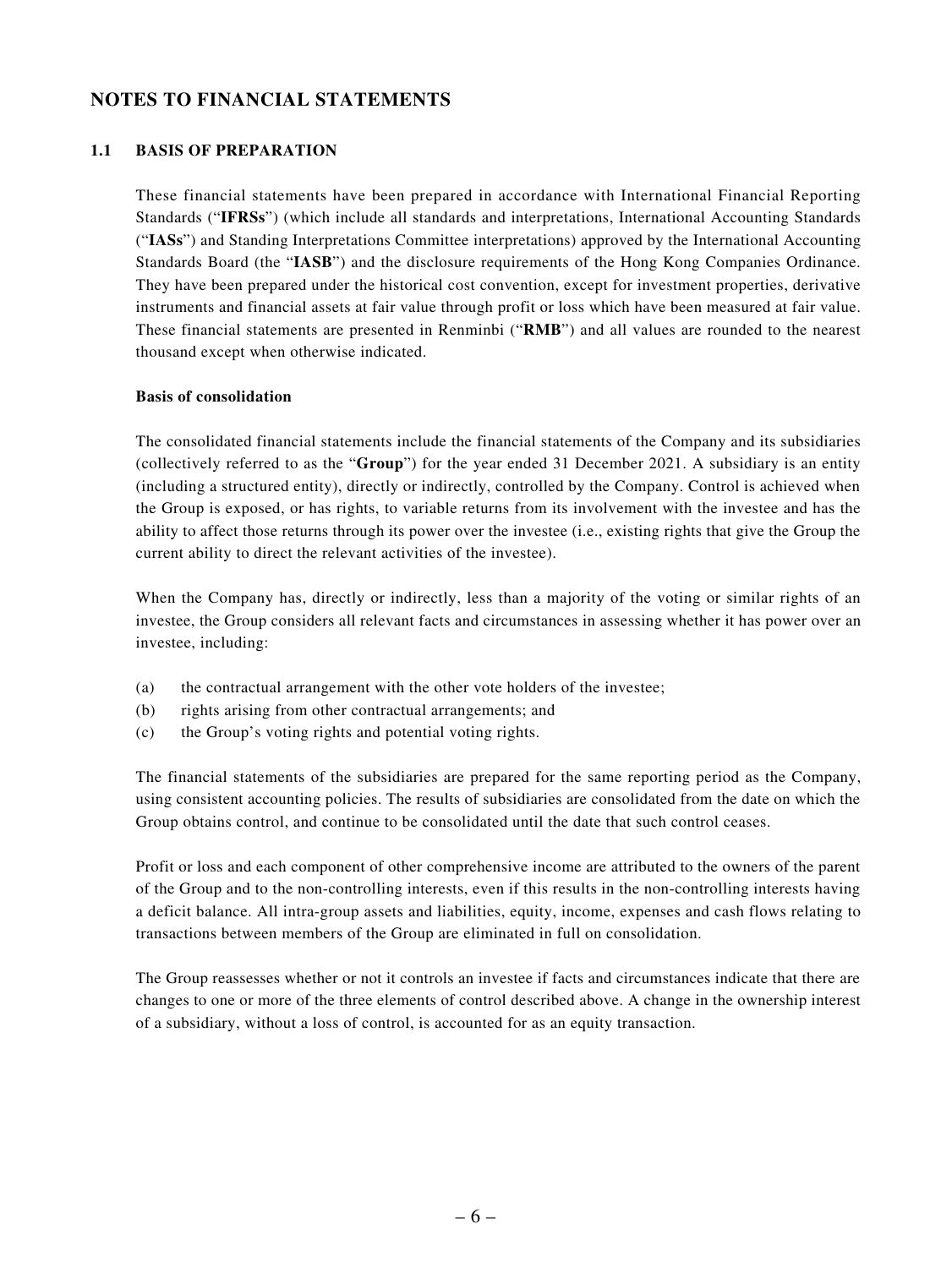# NOTES TO FINANCIAL STATEMENTS

## 1.1 BASIS OF PREPARATION

These financial statements have been prepared in accordance with International Financial Reporting Standards ("**IFRSs**") (which include all standards and interpretations, International Accounting Standards ("**IASs**") and Standing Interpretations Committee interpretations) approved by the International Accounting Standards Board (the "**IASB**") and the disclosure requirements of the Hong Kong Companies Ordinance. They have been prepared under the historical cost convention, except for investment properties, derivative instruments and financial assets at fair value through profit or loss which have been measured at fair value. These financial statements are presented in Renminbi ("**RMB**") and all values are rounded to the nearest thousand except when otherwise indicated.

**Basis of consolidation**

The consolidated financial statements include the financial statements of the Company and its subsidiaries (collectively referred to as the "**Group**") for the year ended 31 December 2021. A subsidiary is an entity (including a structured entity), directly or indirectly, controlled by the Company. Control is achieved when the Group is exposed, or has rights, to variable returns from its involvement with the investee and has the ability to affect those returns through its power over the investee (i.e., existing rights that give the Group the current ability to direct the relevant activities of the investee).

When the Company has, directly or indirectly, less than a majority of the voting or similar rights of an investee, the Group considers all relevant facts and circumstances in assessing whether it has power over an investee, including:

(a) the contractual arrangement with the other vote holders of the investee;
(b) rights arising from other contractual arrangements; and
(c) the Group's voting rights and potential voting rights.

The financial statements of the subsidiaries are prepared for the same reporting period as the Company, using consistent accounting policies. The results of subsidiaries are consolidated from the date on which the Group obtains control, and continue to be consolidated until the date that such control ceases.

Profit or loss and each component of other comprehensive income are attributed to the owners of the parent of the Group and to the non-controlling interests, even if this results in the non-controlling interests having a deficit balance. All intra-group assets and liabilities, equity, income, expenses and cash flows relating to transactions between members of the Group are eliminated in full on consolidation.

The Group reassesses whether or not it controls an investee if facts and circumstances indicate that there are changes to one or more of the three elements of control described above. A change in the ownership interest of a subsidiary, without a loss of control, is accounted for as an equity transaction.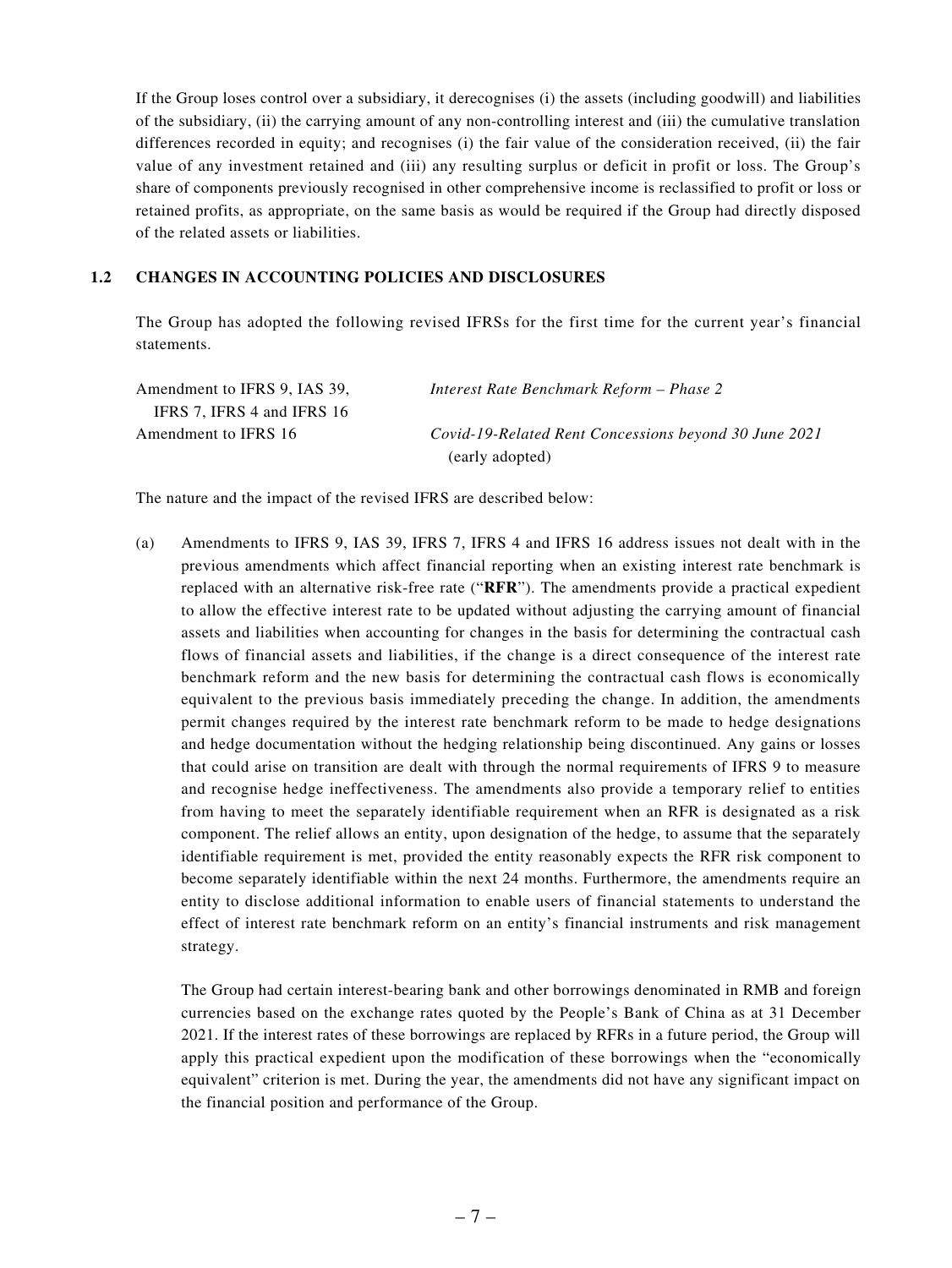If the Group loses control over a subsidiary, it derecognises (i) the assets (including goodwill) and liabilities of the subsidiary, (ii) the carrying amount of any non-controlling interest and (iii) the cumulative translation differences recorded in equity; and recognises (i) the fair value of the consideration received, (ii) the fair value of any investment retained and (iii) any resulting surplus or deficit in profit or loss. The Group's share of components previously recognised in other comprehensive income is reclassified to profit or loss or retained profits, as appropriate, on the same basis as would be required if the Group had directly disposed of the related assets or liabilities.

## 1.2 CHANGES IN ACCOUNTING POLICIES AND DISCLOSURES

The Group has adopted the following revised IFRSs for the first time for the current year's financial statements.

| | |
|---|---|
| Amendment to IFRS 9, IAS 39, IFRS 7, IFRS 4 and IFRS 16 | *Interest Rate Benchmark Reform – Phase 2* |
| Amendment to IFRS 16 | *Covid-19-Related Rent Concessions beyond 30 June 2021* (early adopted) |

The nature and the impact of the revised IFRS are described below:

(a) Amendments to IFRS 9, IAS 39, IFRS 7, IFRS 4 and IFRS 16 address issues not dealt with in the previous amendments which affect financial reporting when an existing interest rate benchmark is replaced with an alternative risk-free rate ("**RFR**"). The amendments provide a practical expedient to allow the effective interest rate to be updated without adjusting the carrying amount of financial assets and liabilities when accounting for changes in the basis for determining the contractual cash flows of financial assets and liabilities, if the change is a direct consequence of the interest rate benchmark reform and the new basis for determining the contractual cash flows is economically equivalent to the previous basis immediately preceding the change. In addition, the amendments permit changes required by the interest rate benchmark reform to be made to hedge designations and hedge documentation without the hedging relationship being discontinued. Any gains or losses that could arise on transition are dealt with through the normal requirements of IFRS 9 to measure and recognise hedge ineffectiveness. The amendments also provide a temporary relief to entities from having to meet the separately identifiable requirement when an RFR is designated as a risk component. The relief allows an entity, upon designation of the hedge, to assume that the separately identifiable requirement is met, provided the entity reasonably expects the RFR risk component to become separately identifiable within the next 24 months. Furthermore, the amendments require an entity to disclose additional information to enable users of financial statements to understand the effect of interest rate benchmark reform on an entity's financial instruments and risk management strategy.

The Group had certain interest-bearing bank and other borrowings denominated in RMB and foreign currencies based on the exchange rates quoted by the People's Bank of China as at 31 December 2021. If the interest rates of these borrowings are replaced by RFRs in a future period, the Group will apply this practical expedient upon the modification of these borrowings when the "economically equivalent" criterion is met. During the year, the amendments did not have any significant impact on the financial position and performance of the Group.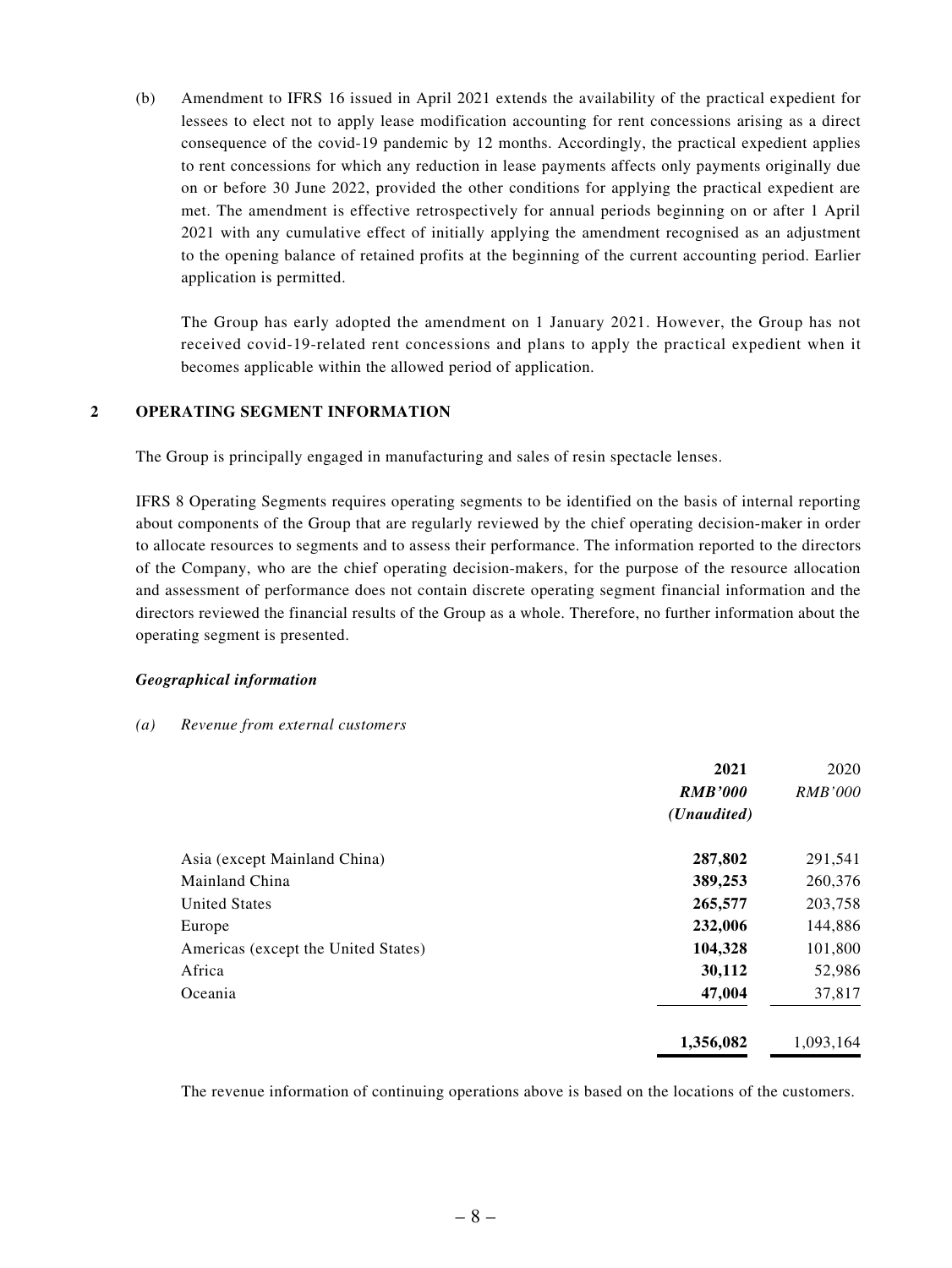(b) Amendment to IFRS 16 issued in April 2021 extends the availability of the practical expedient for lessees to elect not to apply lease modification accounting for rent concessions arising as a direct consequence of the covid-19 pandemic by 12 months. Accordingly, the practical expedient applies to rent concessions for which any reduction in lease payments affects only payments originally due on or before 30 June 2022, provided the other conditions for applying the practical expedient are met. The amendment is effective retrospectively for annual periods beginning on or after 1 April 2021 with any cumulative effect of initially applying the amendment recognised as an adjustment to the opening balance of retained profits at the beginning of the current accounting period. Earlier application is permitted.

The Group has early adopted the amendment on 1 January 2021. However, the Group has not received covid-19-related rent concessions and plans to apply the practical expedient when it becomes applicable within the allowed period of application.

## 2 OPERATING SEGMENT INFORMATION

The Group is principally engaged in manufacturing and sales of resin spectacle lenses.

IFRS 8 Operating Segments requires operating segments to be identified on the basis of internal reporting about components of the Group that are regularly reviewed by the chief operating decision-maker in order to allocate resources to segments and to assess their performance. The information reported to the directors of the Company, who are the chief operating decision-makers, for the purpose of the resource allocation and assessment of performance does not contain discrete operating segment financial information and the directors reviewed the financial results of the Group as a whole. Therefore, no further information about the operating segment is presented.

***Geographical information***

*(a) Revenue from external customers*

| | **2021** | 2020 |
|---|---|---|
| | ***RMB'000*** | *RMB'000* |
| | ***(Unaudited)*** | |
| Asia (except Mainland China) | **287,802** | 291,541 |
| Mainland China | **389,253** | 260,376 |
| United States | **265,577** | 203,758 |
| Europe | **232,006** | 144,886 |
| Americas (except the United States) | **104,328** | 101,800 |
| Africa | **30,112** | 52,986 |
| Oceania | **47,004** | 37,817 |
| | **1,356,082** | 1,093,164 |

The revenue information of continuing operations above is based on the locations of the customers.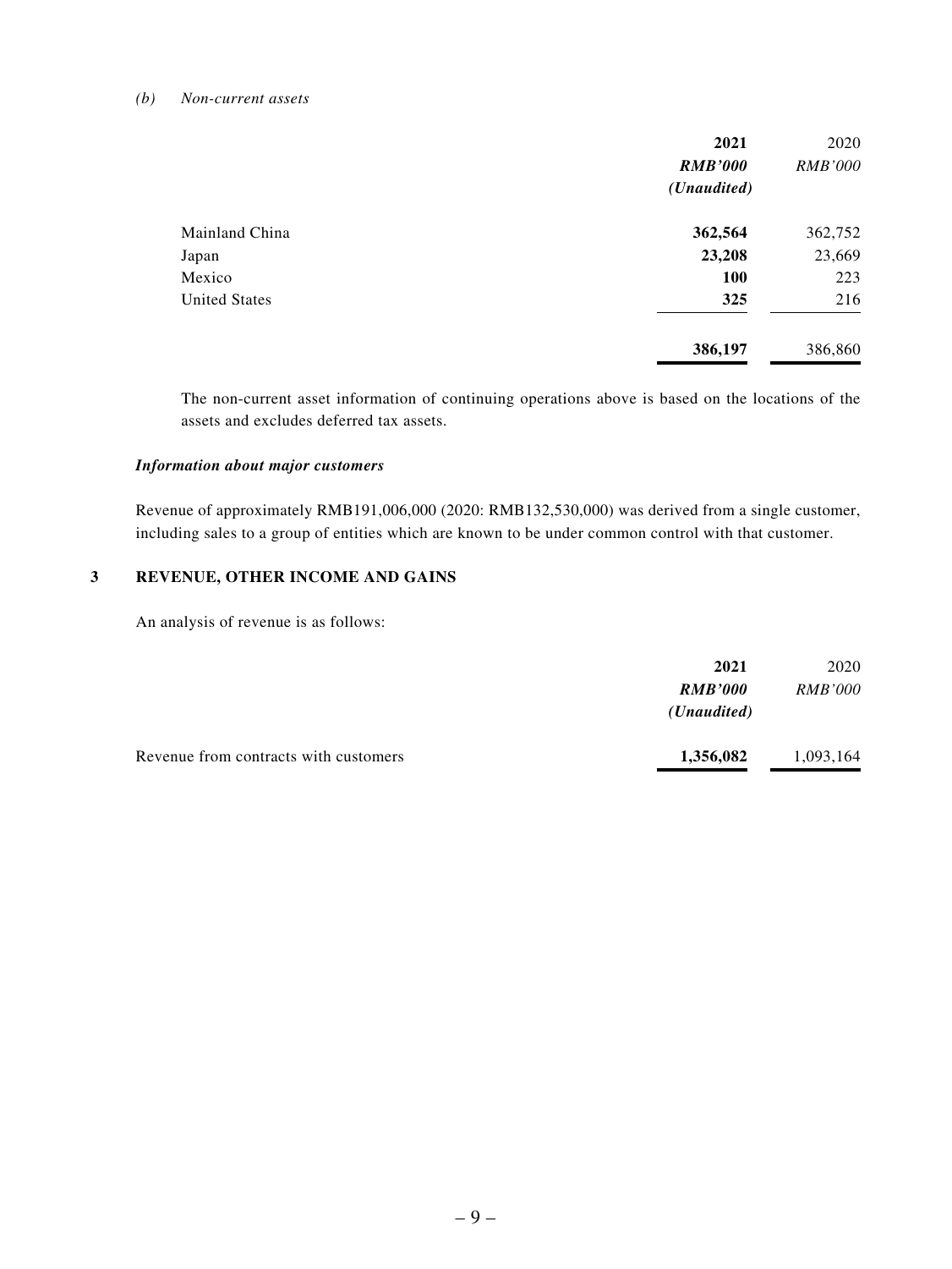*(b) Non-current assets*

| | **2021** | 2020 |
|---|---|---|
| | ***RMB'000*** | *RMB'000* |
| | ***(Unaudited)*** | |
| Mainland China | **362,564** | 362,752 |
| Japan | **23,208** | 23,669 |
| Mexico | **100** | 223 |
| United States | **325** | 216 |
| | **386,197** | 386,860 |

The non-current asset information of continuing operations above is based on the locations of the assets and excludes deferred tax assets.

***Information about major customers***

Revenue of approximately RMB191,006,000 (2020: RMB132,530,000) was derived from a single customer, including sales to a group of entities which are known to be under common control with that customer.

## 3 REVENUE, OTHER INCOME AND GAINS

An analysis of revenue is as follows:

| | **2021** | 2020 |
|---|---|---|
| | ***RMB'000*** | *RMB'000* |
| | ***(Unaudited)*** | |
| Revenue from contracts with customers | **1,356,082** | 1,093,164 |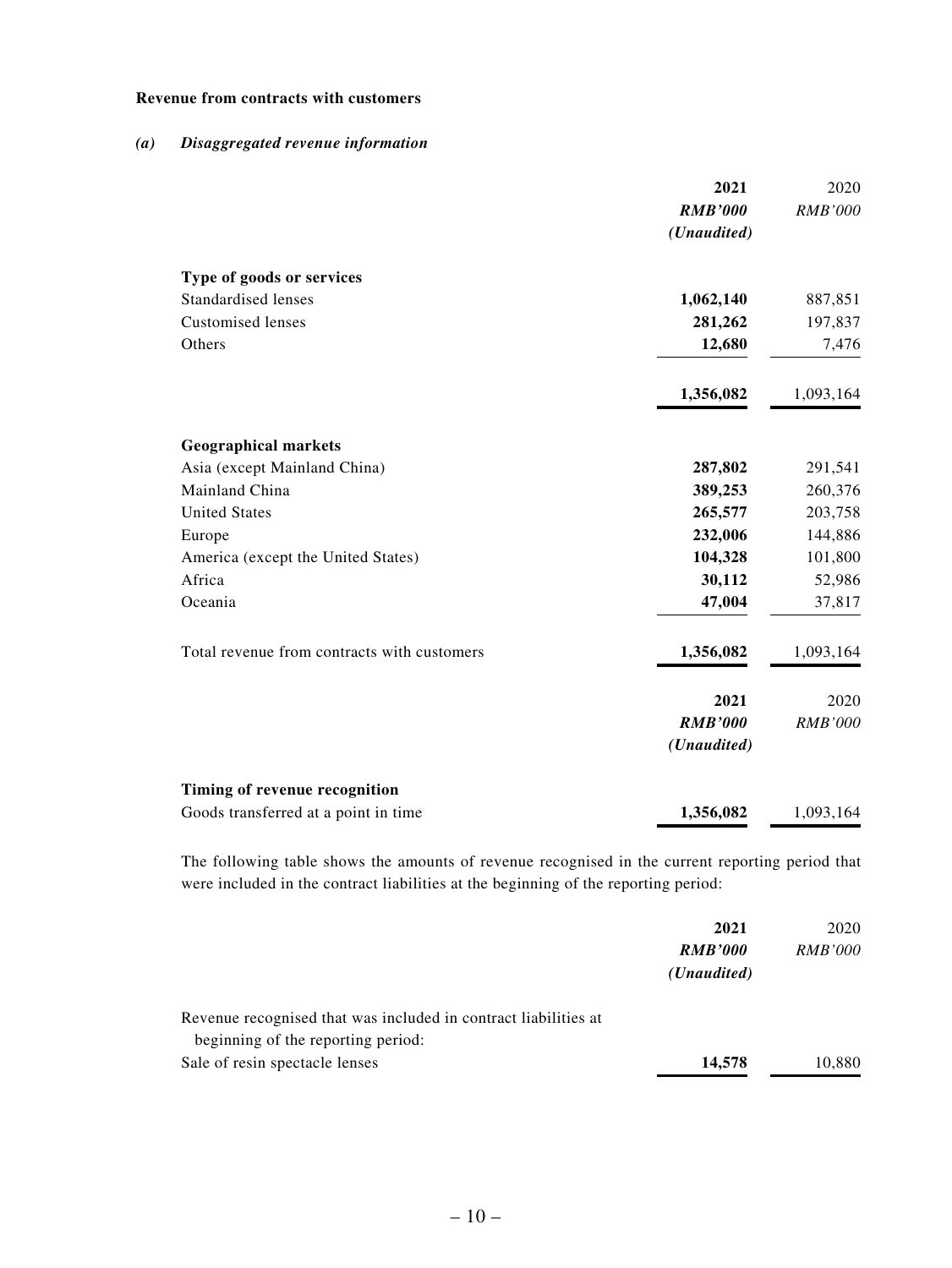**Revenue from contracts with customers**

***(a) Disaggregated revenue information***

| | **2021** | 2020 |
|---|---|---|
| | ***RMB'000*** | *RMB'000* |
| | ***(Unaudited)*** | |
| **Type of goods or services** | | |
| Standardised lenses | **1,062,140** | 887,851 |
| Customised lenses | **281,262** | 197,837 |
| Others | **12,680** | 7,476 |
| | **1,356,082** | 1,093,164 |
| **Geographical markets** | | |
| Asia (except Mainland China) | **287,802** | 291,541 |
| Mainland China | **389,253** | 260,376 |
| United States | **265,577** | 203,758 |
| Europe | **232,006** | 144,886 |
| America (except the United States) | **104,328** | 101,800 |
| Africa | **30,112** | 52,986 |
| Oceania | **47,004** | 37,817 |
| Total revenue from contracts with customers | **1,356,082** | 1,093,164 |

| | **2021** | 2020 |
|---|---|---|
| | ***RMB'000*** | *RMB'000* |
| | ***(Unaudited)*** | |
| **Timing of revenue recognition** | | |
| Goods transferred at a point in time | **1,356,082** | 1,093,164 |

The following table shows the amounts of revenue recognised in the current reporting period that were included in the contract liabilities at the beginning of the reporting period:

| | **2021** | 2020 |
|---|---|---|
| | ***RMB'000*** | *RMB'000* |
| | ***(Unaudited)*** | |
| Revenue recognised that was included in contract liabilities at beginning of the reporting period: | | |
| Sale of resin spectacle lenses | **14,578** | 10,880 |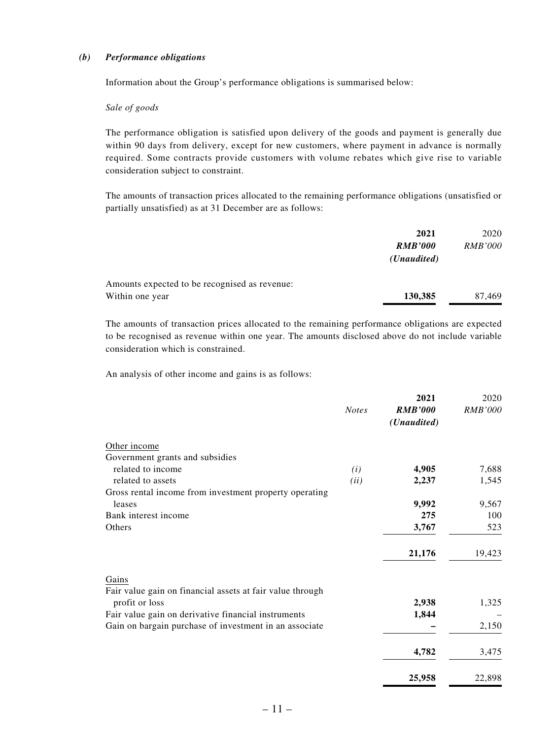***(b) Performance obligations***

Information about the Group's performance obligations is summarised below:

*Sale of goods*

The performance obligation is satisfied upon delivery of the goods and payment is generally due within 90 days from delivery, except for new customers, where payment in advance is normally required. Some contracts provide customers with volume rebates which give rise to variable consideration subject to constraint.

The amounts of transaction prices allocated to the remaining performance obligations (unsatisfied or partially unsatisfied) as at 31 December are as follows:

| | **2021** | 2020 |
|---|---|---|
| | ***RMB'000*** | *RMB'000* |
| | ***(Unaudited)*** | |
| Amounts expected to be recognised as revenue: | | |
| Within one year | **130,385** | 87,469 |

The amounts of transaction prices allocated to the remaining performance obligations are expected to be recognised as revenue within one year. The amounts disclosed above do not include variable consideration which is constrained.

An analysis of other income and gains is as follows:

| | *Notes* | **2021** | 2020 |
|---|---|---|---|
| | | ***RMB'000*** | *RMB'000* |
| | | ***(Unaudited)*** | |
| Other income | | | |
| Government grants and subsidies | | | |
| related to income | *(i)* | **4,905** | 7,688 |
| related to assets | *(ii)* | **2,237** | 1,545 |
| Gross rental income from investment property operating leases | | **9,992** | 9,567 |
| Bank interest income | | **275** | 100 |
| Others | | **3,767** | 523 |
| | | **21,176** | 19,423 |
| Gains | | | |
| Fair value gain on financial assets at fair value through profit or loss | | **2,938** | 1,325 |
| Fair value gain on derivative financial instruments | | **1,844** | – |
| Gain on bargain purchase of investment in an associate | | **–** | 2,150 |
| | | **4,782** | 3,475 |
| | | **25,958** | 22,898 |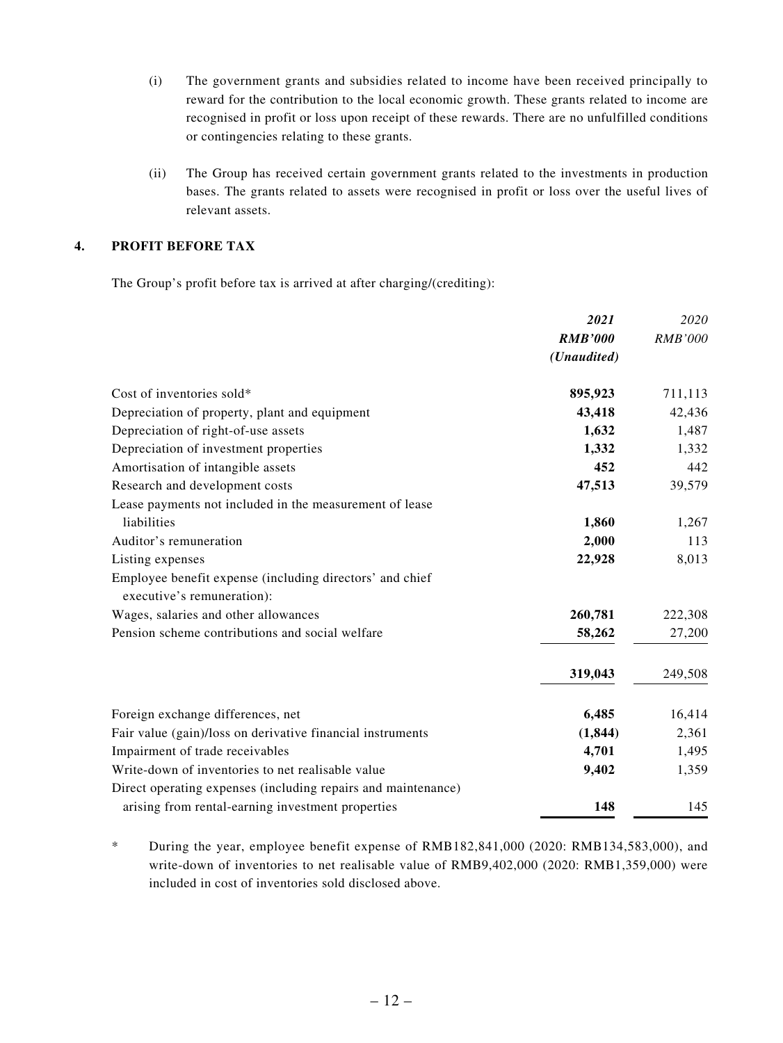(i) The government grants and subsidies related to income have been received principally to reward for the contribution to the local economic growth. These grants related to income are recognised in profit or loss upon receipt of these rewards. There are no unfulfilled conditions or contingencies relating to these grants.

(ii) The Group has received certain government grants related to the investments in production bases. The grants related to assets were recognised in profit or loss over the useful lives of relevant assets.

## 4. PROFIT BEFORE TAX

The Group's profit before tax is arrived at after charging/(crediting):

| | ***2021*** | *2020* |
|---|---|---|
| | ***RMB'000*** | *RMB'000* |
| | ***(Unaudited)*** | |
| Cost of inventories sold* | **895,923** | 711,113 |
| Depreciation of property, plant and equipment | **43,418** | 42,436 |
| Depreciation of right-of-use assets | **1,632** | 1,487 |
| Depreciation of investment properties | **1,332** | 1,332 |
| Amortisation of intangible assets | **452** | 442 |
| Research and development costs | **47,513** | 39,579 |
| Lease payments not included in the measurement of lease liabilities | **1,860** | 1,267 |
| Auditor's remuneration | **2,000** | 113 |
| Listing expenses | **22,928** | 8,013 |
| Employee benefit expense (including directors' and chief executive's remuneration): | | |
| Wages, salaries and other allowances | **260,781** | 222,308 |
| Pension scheme contributions and social welfare | **58,262** | 27,200 |
| | **319,043** | 249,508 |
| Foreign exchange differences, net | **6,485** | 16,414 |
| Fair value (gain)/loss on derivative financial instruments | **(1,844)** | 2,361 |
| Impairment of trade receivables | **4,701** | 1,495 |
| Write-down of inventories to net realisable value | **9,402** | 1,359 |
| Direct operating expenses (including repairs and maintenance) arising from rental-earning investment properties | **148** | 145 |

\* During the year, employee benefit expense of RMB182,841,000 (2020: RMB134,583,000), and write-down of inventories to net realisable value of RMB9,402,000 (2020: RMB1,359,000) were included in cost of inventories sold disclosed above.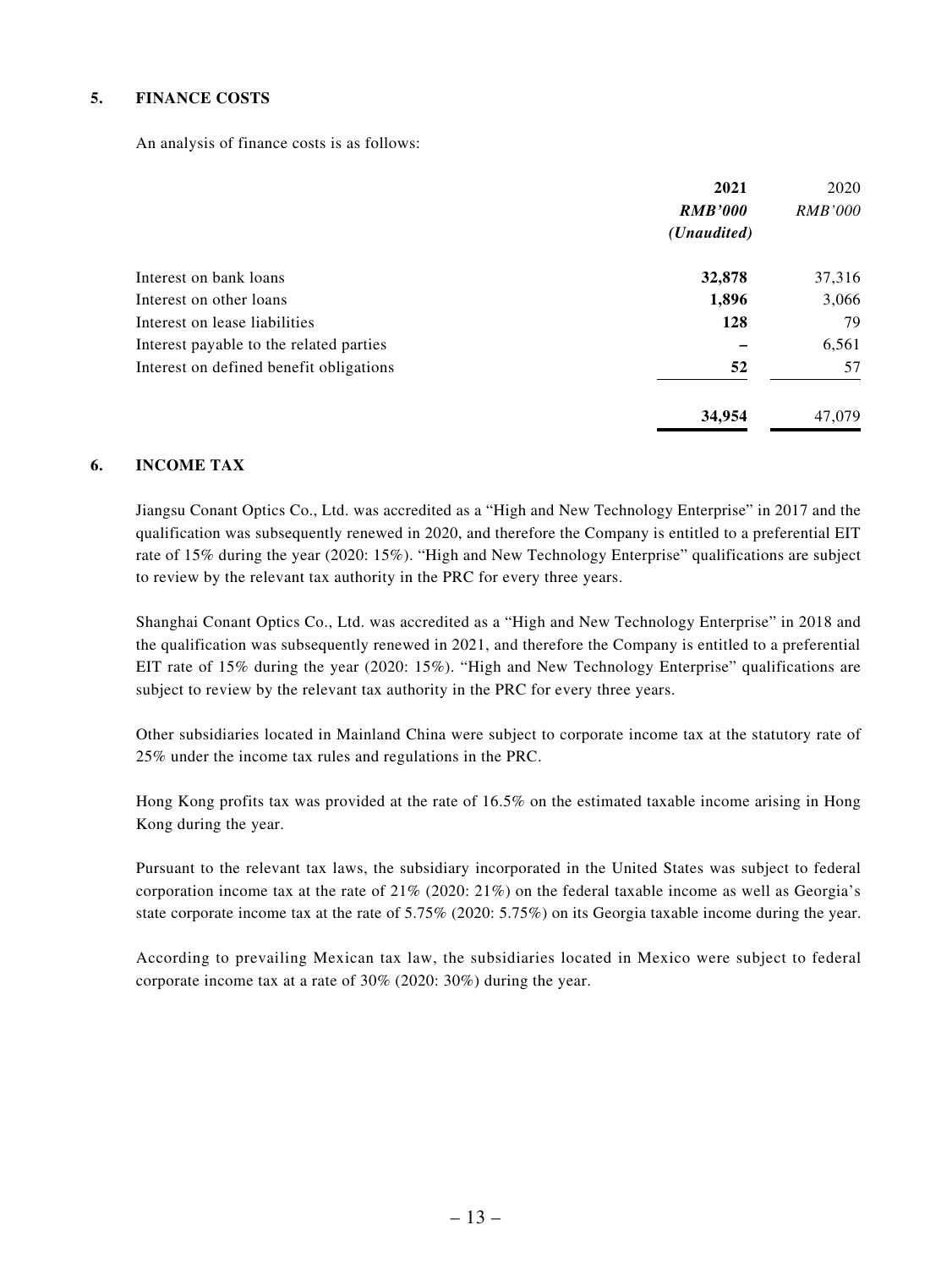## 5. FINANCE COSTS

An analysis of finance costs is as follows:

| | **2021** | 2020 |
|---|---|---|
| | ***RMB'000*** | *RMB'000* |
| | ***(Unaudited)*** | |
| Interest on bank loans | **32,878** | 37,316 |
| Interest on other loans | **1,896** | 3,066 |
| Interest on lease liabilities | **128** | 79 |
| Interest payable to the related parties | **–** | 6,561 |
| Interest on defined benefit obligations | **52** | 57 |
| | **34,954** | 47,079 |

## 6. INCOME TAX

Jiangsu Conant Optics Co., Ltd. was accredited as a "High and New Technology Enterprise" in 2017 and the qualification was subsequently renewed in 2020, and therefore the Company is entitled to a preferential EIT rate of 15% during the year (2020: 15%). "High and New Technology Enterprise" qualifications are subject to review by the relevant tax authority in the PRC for every three years.

Shanghai Conant Optics Co., Ltd. was accredited as a "High and New Technology Enterprise" in 2018 and the qualification was subsequently renewed in 2021, and therefore the Company is entitled to a preferential EIT rate of 15% during the year (2020: 15%). "High and New Technology Enterprise" qualifications are subject to review by the relevant tax authority in the PRC for every three years.

Other subsidiaries located in Mainland China were subject to corporate income tax at the statutory rate of 25% under the income tax rules and regulations in the PRC.

Hong Kong profits tax was provided at the rate of 16.5% on the estimated taxable income arising in Hong Kong during the year.

Pursuant to the relevant tax laws, the subsidiary incorporated in the United States was subject to federal corporation income tax at the rate of 21% (2020: 21%) on the federal taxable income as well as Georgia's state corporate income tax at the rate of 5.75% (2020: 5.75%) on its Georgia taxable income during the year.

According to prevailing Mexican tax law, the subsidiaries located in Mexico were subject to federal corporate income tax at a rate of 30% (2020: 30%) during the year.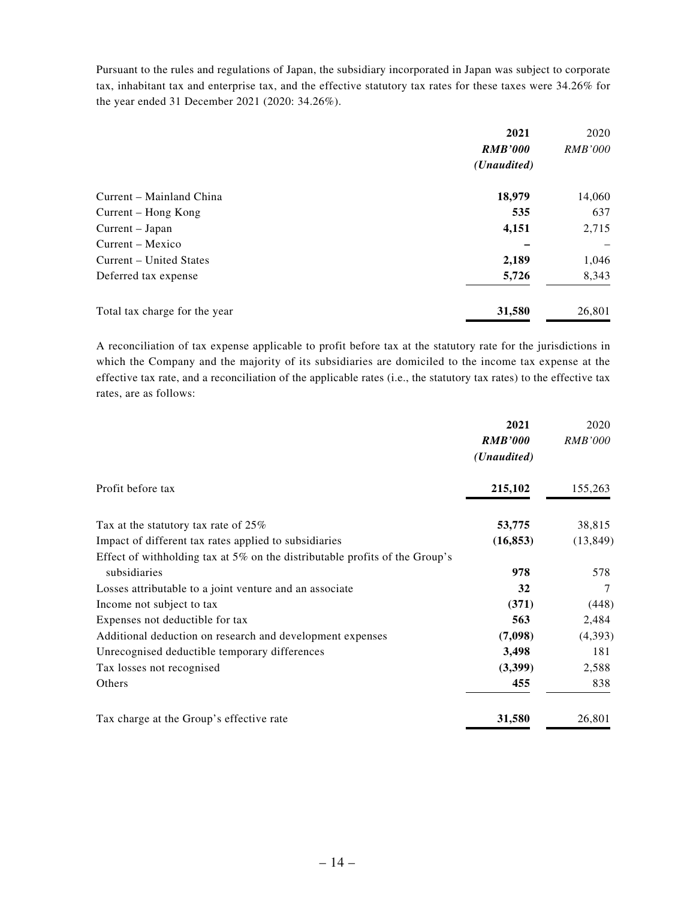Pursuant to the rules and regulations of Japan, the subsidiary incorporated in Japan was subject to corporate tax, inhabitant tax and enterprise tax, and the effective statutory tax rates for these taxes were 34.26% for the year ended 31 December 2021 (2020: 34.26%).

| | **2021** | 2020 |
|---|---|---|
| | ***RMB'000*** | *RMB'000* |
| | ***(Unaudited)*** | |
| Current – Mainland China | **18,979** | 14,060 |
| Current – Hong Kong | **535** | 637 |
| Current – Japan | **4,151** | 2,715 |
| Current – Mexico | **–** | – |
| Current – United States | **2,189** | 1,046 |
| Deferred tax expense | **5,726** | 8,343 |
| Total tax charge for the year | **31,580** | 26,801 |

A reconciliation of tax expense applicable to profit before tax at the statutory rate for the jurisdictions in which the Company and the majority of its subsidiaries are domiciled to the income tax expense at the effective tax rate, and a reconciliation of the applicable rates (i.e., the statutory tax rates) to the effective tax rates, are as follows:

| | **2021** | 2020 |
|---|---|---|
| | ***RMB'000*** | *RMB'000* |
| | ***(Unaudited)*** | |
| Profit before tax | **215,102** | 155,263 |
| Tax at the statutory tax rate of 25% | **53,775** | 38,815 |
| Impact of different tax rates applied to subsidiaries | **(16,853)** | (13,849) |
| Effect of withholding tax at 5% on the distributable profits of the Group's subsidiaries | **978** | 578 |
| Losses attributable to a joint venture and an associate | **32** | 7 |
| Income not subject to tax | **(371)** | (448) |
| Expenses not deductible for tax | **563** | 2,484 |
| Additional deduction on research and development expenses | **(7,098)** | (4,393) |
| Unrecognised deductible temporary differences | **3,498** | 181 |
| Tax losses not recognised | **(3,399)** | 2,588 |
| Others | **455** | 838 |
| Tax charge at the Group's effective rate | **31,580** | 26,801 |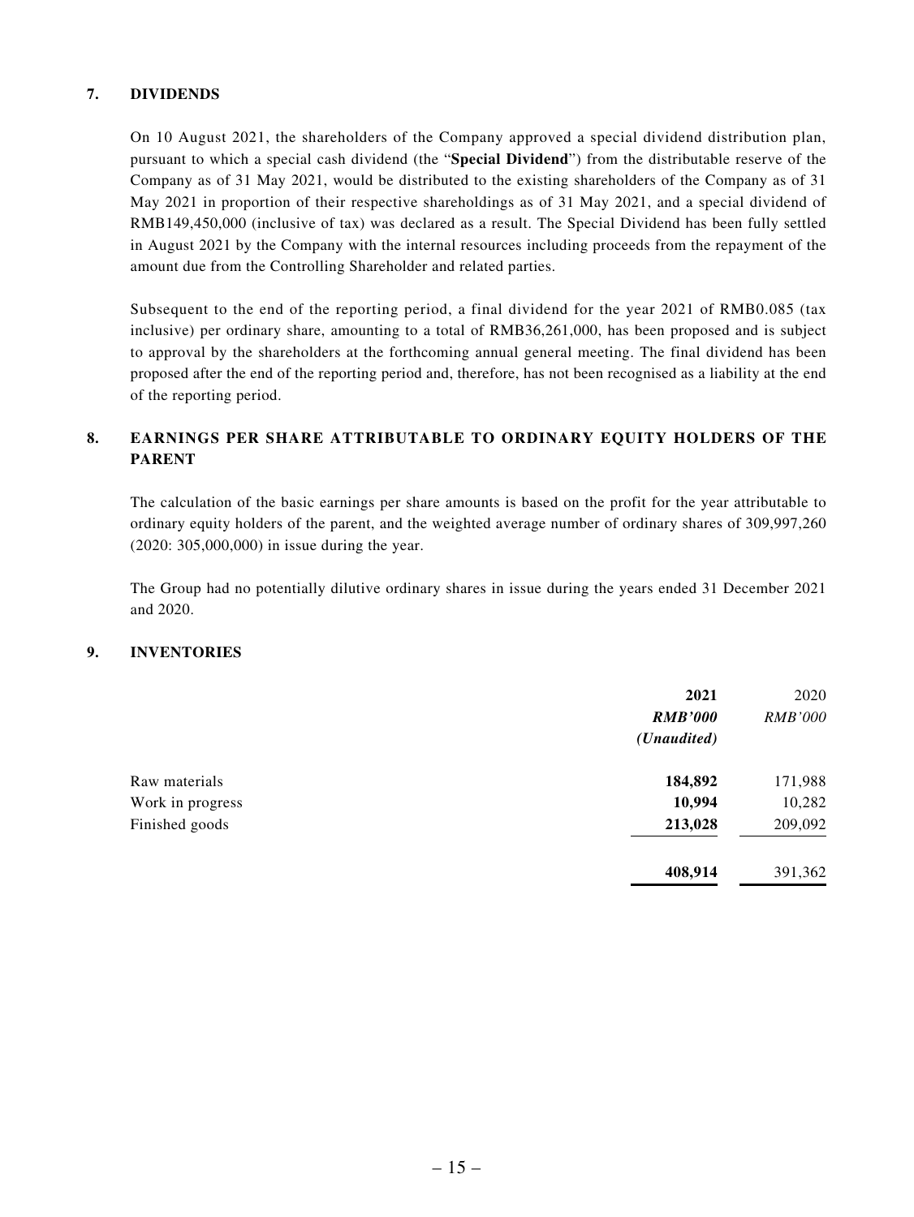## 7. DIVIDENDS

On 10 August 2021, the shareholders of the Company approved a special dividend distribution plan, pursuant to which a special cash dividend (the "**Special Dividend**") from the distributable reserve of the Company as of 31 May 2021, would be distributed to the existing shareholders of the Company as of 31 May 2021 in proportion of their respective shareholdings as of 31 May 2021, and a special dividend of RMB149,450,000 (inclusive of tax) was declared as a result. The Special Dividend has been fully settled in August 2021 by the Company with the internal resources including proceeds from the repayment of the amount due from the Controlling Shareholder and related parties.

Subsequent to the end of the reporting period, a final dividend for the year 2021 of RMB0.085 (tax inclusive) per ordinary share, amounting to a total of RMB36,261,000, has been proposed and is subject to approval by the shareholders at the forthcoming annual general meeting. The final dividend has been proposed after the end of the reporting period and, therefore, has not been recognised as a liability at the end of the reporting period.

## 8. EARNINGS PER SHARE ATTRIBUTABLE TO ORDINARY EQUITY HOLDERS OF THE PARENT

The calculation of the basic earnings per share amounts is based on the profit for the year attributable to ordinary equity holders of the parent, and the weighted average number of ordinary shares of 309,997,260 (2020: 305,000,000) in issue during the year.

The Group had no potentially dilutive ordinary shares in issue during the years ended 31 December 2021 and 2020.

## 9. INVENTORIES

| | **2021** | 2020 |
|---|---|---|
| | ***RMB'000*** | *RMB'000* |
| | ***(Unaudited)*** | |
| Raw materials | **184,892** | 171,988 |
| Work in progress | **10,994** | 10,282 |
| Finished goods | **213,028** | 209,092 |
| | **408,914** | 391,362 |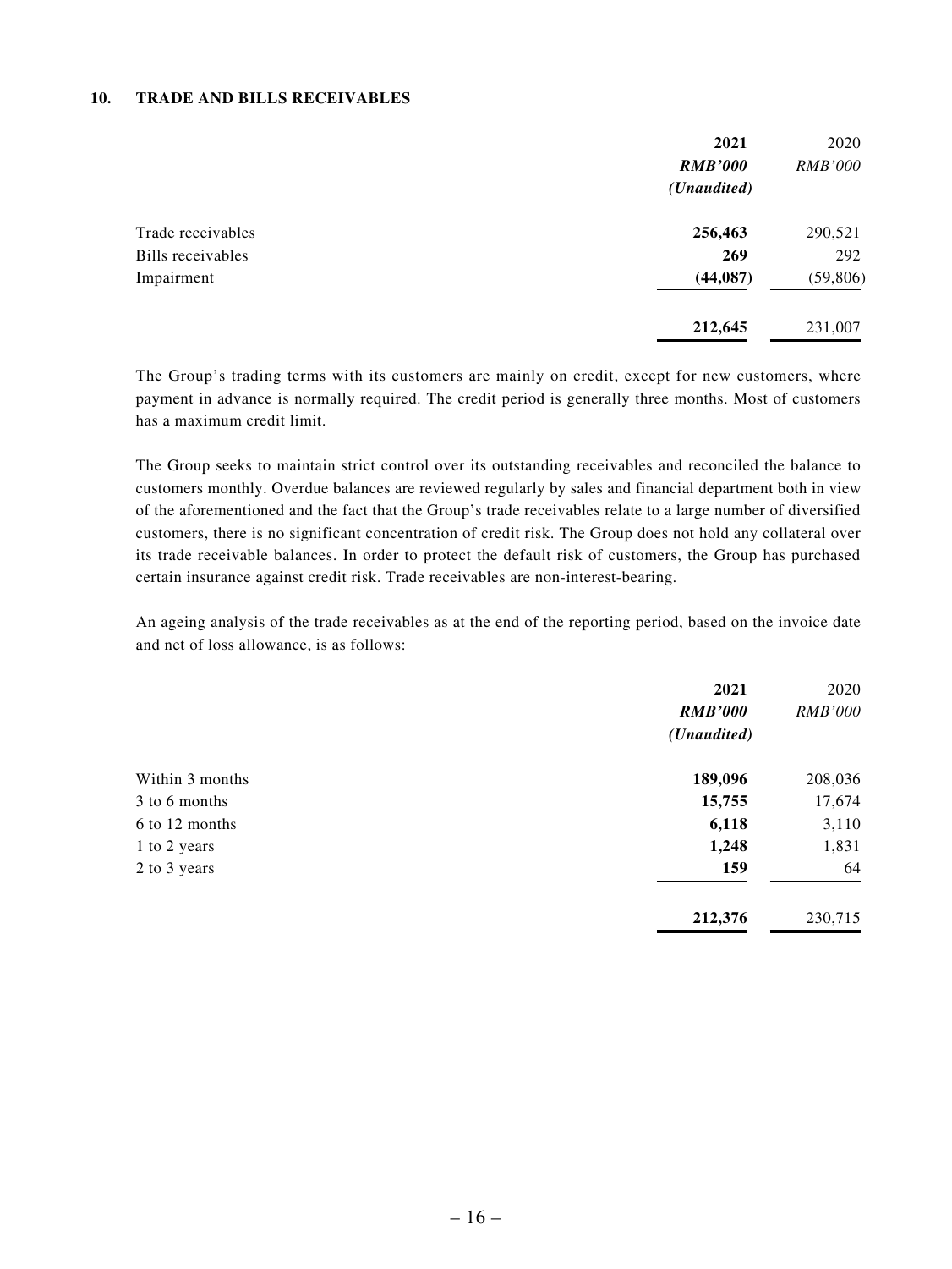## 10. TRADE AND BILLS RECEIVABLES

| | **2021** | 2020 |
|---|---|---|
| | ***RMB'000*** | *RMB'000* |
| | ***(Unaudited)*** | |
| Trade receivables | **256,463** | 290,521 |
| Bills receivables | **269** | 292 |
| Impairment | **(44,087)** | (59,806) |
| | **212,645** | 231,007 |

The Group's trading terms with its customers are mainly on credit, except for new customers, where payment in advance is normally required. The credit period is generally three months. Most of customers has a maximum credit limit.

The Group seeks to maintain strict control over its outstanding receivables and reconciled the balance to customers monthly. Overdue balances are reviewed regularly by sales and financial department both in view of the aforementioned and the fact that the Group's trade receivables relate to a large number of diversified customers, there is no significant concentration of credit risk. The Group does not hold any collateral over its trade receivable balances. In order to protect the default risk of customers, the Group has purchased certain insurance against credit risk. Trade receivables are non-interest-bearing.

An ageing analysis of the trade receivables as at the end of the reporting period, based on the invoice date and net of loss allowance, is as follows:

| | **2021** | 2020 |
|---|---|---|
| | ***RMB'000*** | *RMB'000* |
| | ***(Unaudited)*** | |
| Within 3 months | **189,096** | 208,036 |
| 3 to 6 months | **15,755** | 17,674 |
| 6 to 12 months | **6,118** | 3,110 |
| 1 to 2 years | **1,248** | 1,831 |
| 2 to 3 years | **159** | 64 |
| | **212,376** | 230,715 |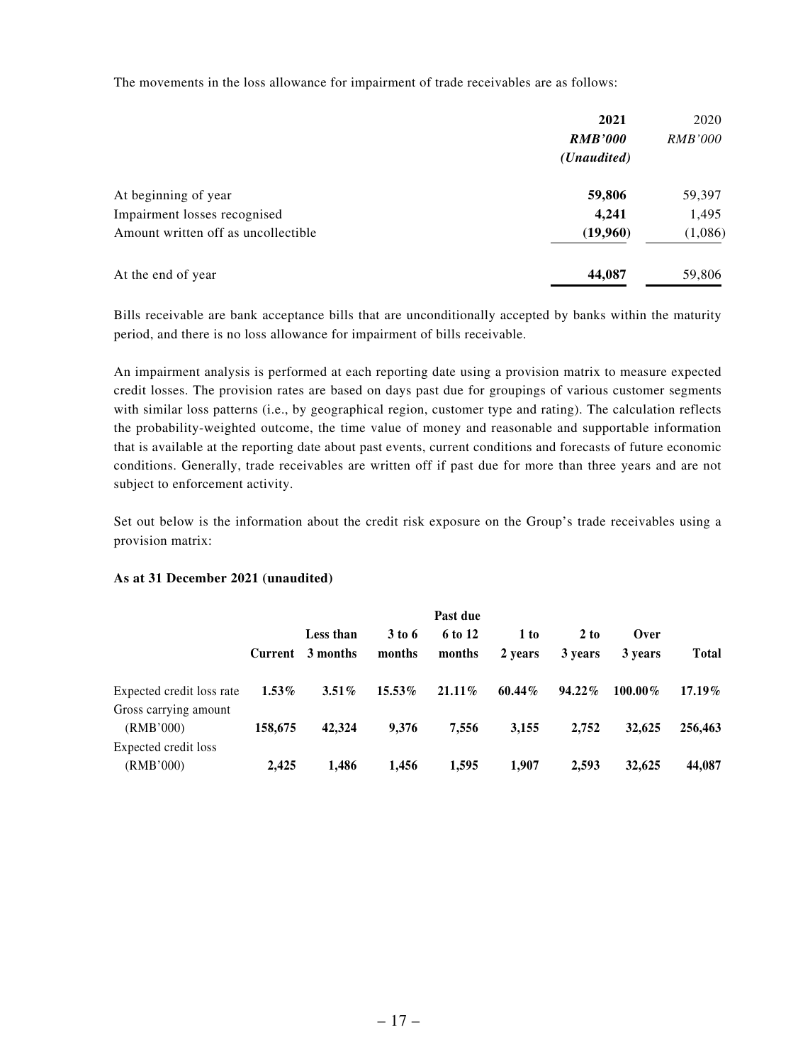The movements in the loss allowance for impairment of trade receivables are as follows:

| | **2021** | 2020 |
|---|---|---|
| | ***RMB'000*** | *RMB'000* |
| | ***(Unaudited)*** | |
| At beginning of year | **59,806** | 59,397 |
| Impairment losses recognised | **4,241** | 1,495 |
| Amount written off as uncollectible | **(19,960)** | (1,086) |
| At the end of year | **44,087** | 59,806 |

Bills receivable are bank acceptance bills that are unconditionally accepted by banks within the maturity period, and there is no loss allowance for impairment of bills receivable.

An impairment analysis is performed at each reporting date using a provision matrix to measure expected credit losses. The provision rates are based on days past due for groupings of various customer segments with similar loss patterns (i.e., by geographical region, customer type and rating). The calculation reflects the probability-weighted outcome, the time value of money and reasonable and supportable information that is available at the reporting date about past events, current conditions and forecasts of future economic conditions. Generally, trade receivables are written off if past due for more than three years and are not subject to enforcement activity.

Set out below is the information about the credit risk exposure on the Group's trade receivables using a provision matrix:

**As at 31 December 2021 (unaudited)**

| | | Past due | | | | | | |
|---|---|---|---|---|---|---|---|---|
| | **Current** | **Less than 3 months** | **3 to 6 months** | **6 to 12 months** | **1 to 2 years** | **2 to 3 years** | **Over 3 years** | **Total** |
| Expected credit loss rate | **1.53%** | **3.51%** | **15.53%** | **21.11%** | **60.44%** | **94.22%** | **100.00%** | **17.19%** |
| Gross carrying amount (RMB'000) | **158,675** | **42,324** | **9,376** | **7,556** | **3,155** | **2,752** | **32,625** | **256,463** |
| Expected credit loss (RMB'000) | **2,425** | **1,486** | **1,456** | **1,595** | **1,907** | **2,593** | **32,625** | **44,087** |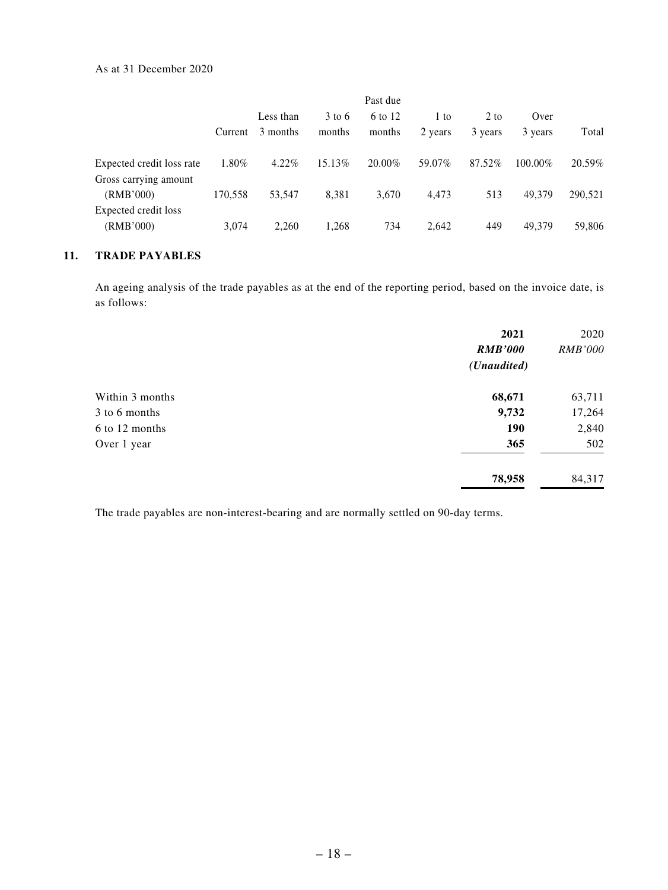As at 31 December 2020

| | Current | Past due Less than 3 months | 3 to 6 months | 6 to 12 months | 1 to 2 years | 2 to 3 years | Over 3 years | Total |
|---|---|---|---|---|---|---|---|---|
| Expected credit loss rate | 1.80% | 4.22% | 15.13% | 20.00% | 59.07% | 87.52% | 100.00% | 20.59% |
| Gross carrying amount (RMB'000) | 170,558 | 53,547 | 8,381 | 3,670 | 4,473 | 513 | 49,379 | 290,521 |
| Expected credit loss (RMB'000) | 3,074 | 2,260 | 1,268 | 734 | 2,642 | 449 | 49,379 | 59,806 |

## 11. TRADE PAYABLES

An ageing analysis of the trade payables as at the end of the reporting period, based on the invoice date, is as follows:

| | **2021** | 2020 |
|---|---|---|
| | ***RMB'000*** | *RMB'000* |
| | ***(Unaudited)*** | |
| Within 3 months | **68,671** | 63,711 |
| 3 to 6 months | **9,732** | 17,264 |
| 6 to 12 months | **190** | 2,840 |
| Over 1 year | **365** | 502 |
| | **78,958** | 84,317 |

The trade payables are non-interest-bearing and are normally settled on 90-day terms.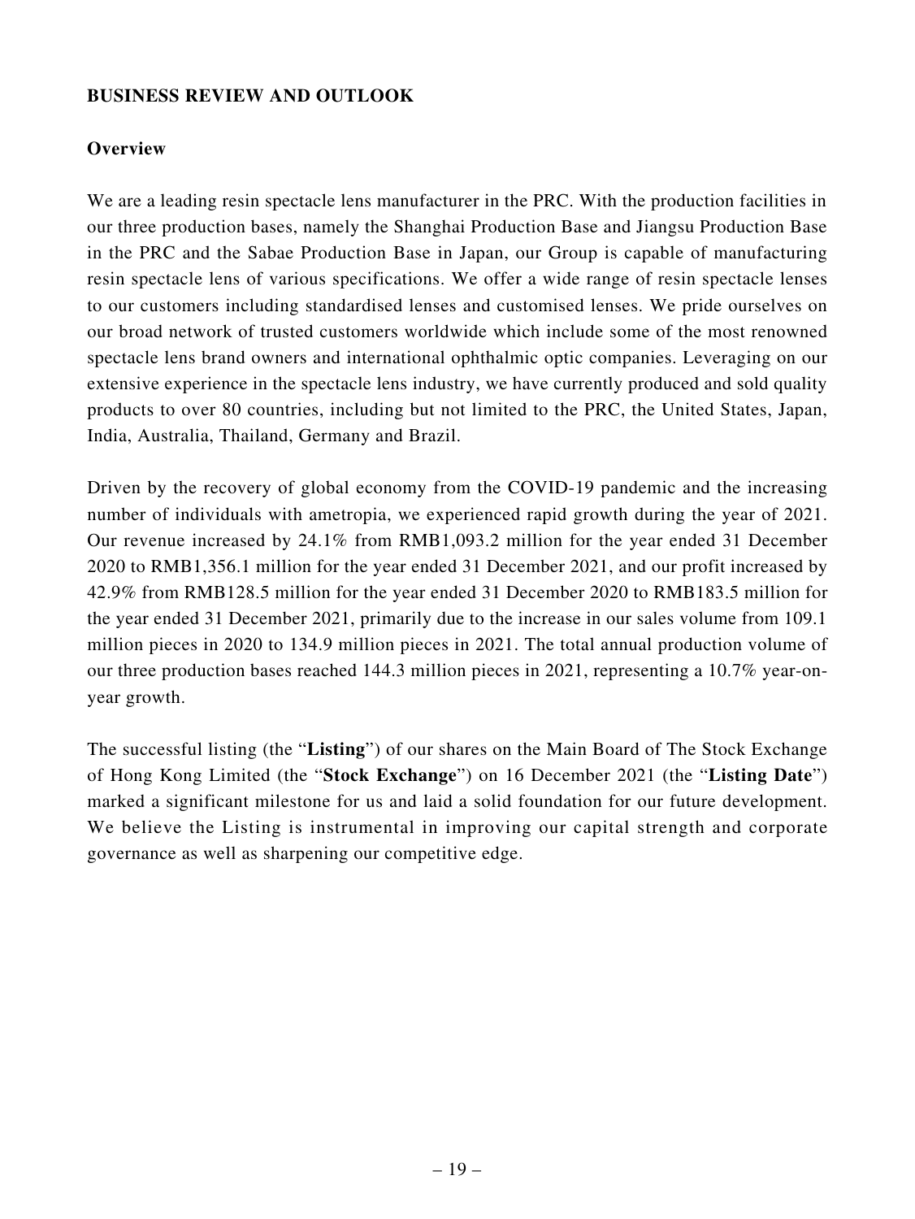## BUSINESS REVIEW AND OUTLOOK

### Overview

We are a leading resin spectacle lens manufacturer in the PRC. With the production facilities in our three production bases, namely the Shanghai Production Base and Jiangsu Production Base in the PRC and the Sabae Production Base in Japan, our Group is capable of manufacturing resin spectacle lens of various specifications. We offer a wide range of resin spectacle lenses to our customers including standardised lenses and customised lenses. We pride ourselves on our broad network of trusted customers worldwide which include some of the most renowned spectacle lens brand owners and international ophthalmic optic companies. Leveraging on our extensive experience in the spectacle lens industry, we have currently produced and sold quality products to over 80 countries, including but not limited to the PRC, the United States, Japan, India, Australia, Thailand, Germany and Brazil.

Driven by the recovery of global economy from the COVID-19 pandemic and the increasing number of individuals with ametropia, we experienced rapid growth during the year of 2021. Our revenue increased by 24.1% from RMB1,093.2 million for the year ended 31 December 2020 to RMB1,356.1 million for the year ended 31 December 2021, and our profit increased by 42.9% from RMB128.5 million for the year ended 31 December 2020 to RMB183.5 million for the year ended 31 December 2021, primarily due to the increase in our sales volume from 109.1 million pieces in 2020 to 134.9 million pieces in 2021. The total annual production volume of our three production bases reached 144.3 million pieces in 2021, representing a 10.7% year-on-year growth.

The successful listing (the "**Listing**") of our shares on the Main Board of The Stock Exchange of Hong Kong Limited (the "**Stock Exchange**") on 16 December 2021 (the "**Listing Date**") marked a significant milestone for us and laid a solid foundation for our future development. We believe the Listing is instrumental in improving our capital strength and corporate governance as well as sharpening our competitive edge.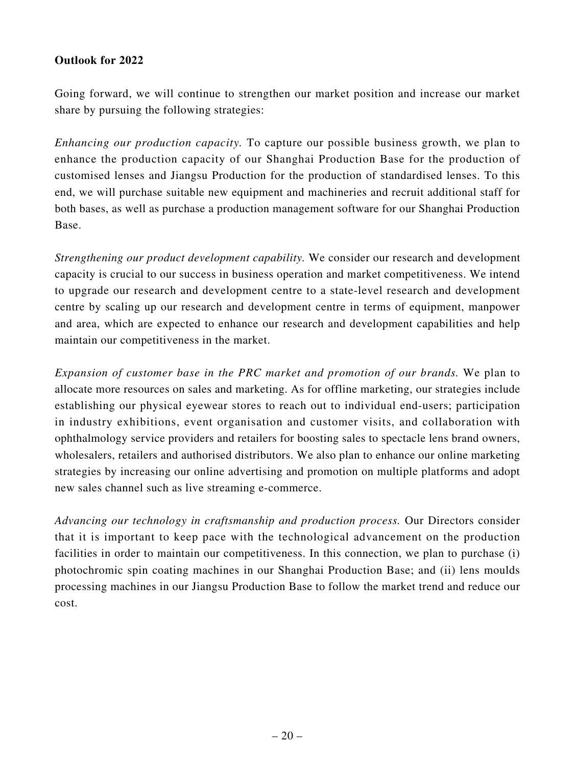**Outlook for 2022**

Going forward, we will continue to strengthen our market position and increase our market share by pursuing the following strategies:

*Enhancing our production capacity.* To capture our possible business growth, we plan to enhance the production capacity of our Shanghai Production Base for the production of customised lenses and Jiangsu Production for the production of standardised lenses. To this end, we will purchase suitable new equipment and machineries and recruit additional staff for both bases, as well as purchase a production management software for our Shanghai Production Base.

*Strengthening our product development capability.* We consider our research and development capacity is crucial to our success in business operation and market competitiveness. We intend to upgrade our research and development centre to a state-level research and development centre by scaling up our research and development centre in terms of equipment, manpower and area, which are expected to enhance our research and development capabilities and help maintain our competitiveness in the market.

*Expansion of customer base in the PRC market and promotion of our brands.* We plan to allocate more resources on sales and marketing. As for offline marketing, our strategies include establishing our physical eyewear stores to reach out to individual end-users; participation in industry exhibitions, event organisation and customer visits, and collaboration with ophthalmology service providers and retailers for boosting sales to spectacle lens brand owners, wholesalers, retailers and authorised distributors. We also plan to enhance our online marketing strategies by increasing our online advertising and promotion on multiple platforms and adopt new sales channel such as live streaming e-commerce.

*Advancing our technology in craftsmanship and production process.* Our Directors consider that it is important to keep pace with the technological advancement on the production facilities in order to maintain our competitiveness. In this connection, we plan to purchase (i) photochromic spin coating machines in our Shanghai Production Base; and (ii) lens moulds processing machines in our Jiangsu Production Base to follow the market trend and reduce our cost.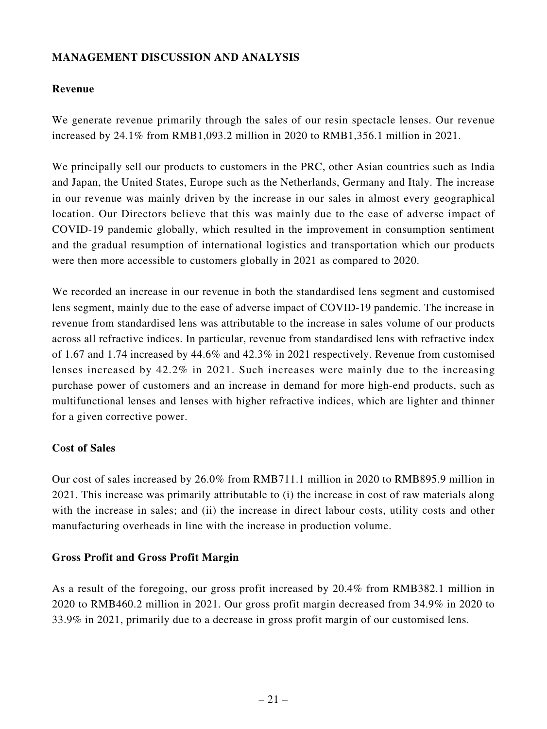## MANAGEMENT DISCUSSION AND ANALYSIS

### Revenue

We generate revenue primarily through the sales of our resin spectacle lenses. Our revenue increased by 24.1% from RMB1,093.2 million in 2020 to RMB1,356.1 million in 2021.

We principally sell our products to customers in the PRC, other Asian countries such as India and Japan, the United States, Europe such as the Netherlands, Germany and Italy. The increase in our revenue was mainly driven by the increase in our sales in almost every geographical location. Our Directors believe that this was mainly due to the ease of adverse impact of COVID-19 pandemic globally, which resulted in the improvement in consumption sentiment and the gradual resumption of international logistics and transportation which our products were then more accessible to customers globally in 2021 as compared to 2020.

We recorded an increase in our revenue in both the standardised lens segment and customised lens segment, mainly due to the ease of adverse impact of COVID-19 pandemic. The increase in revenue from standardised lens was attributable to the increase in sales volume of our products across all refractive indices. In particular, revenue from standardised lens with refractive index of 1.67 and 1.74 increased by 44.6% and 42.3% in 2021 respectively. Revenue from customised lenses increased by 42.2% in 2021. Such increases were mainly due to the increasing purchase power of customers and an increase in demand for more high-end products, such as multifunctional lenses and lenses with higher refractive indices, which are lighter and thinner for a given corrective power.

### Cost of Sales

Our cost of sales increased by 26.0% from RMB711.1 million in 2020 to RMB895.9 million in 2021. This increase was primarily attributable to (i) the increase in cost of raw materials along with the increase in sales; and (ii) the increase in direct labour costs, utility costs and other manufacturing overheads in line with the increase in production volume.

### Gross Profit and Gross Profit Margin

As a result of the foregoing, our gross profit increased by 20.4% from RMB382.1 million in 2020 to RMB460.2 million in 2021. Our gross profit margin decreased from 34.9% in 2020 to 33.9% in 2021, primarily due to a decrease in gross profit margin of our customised lens.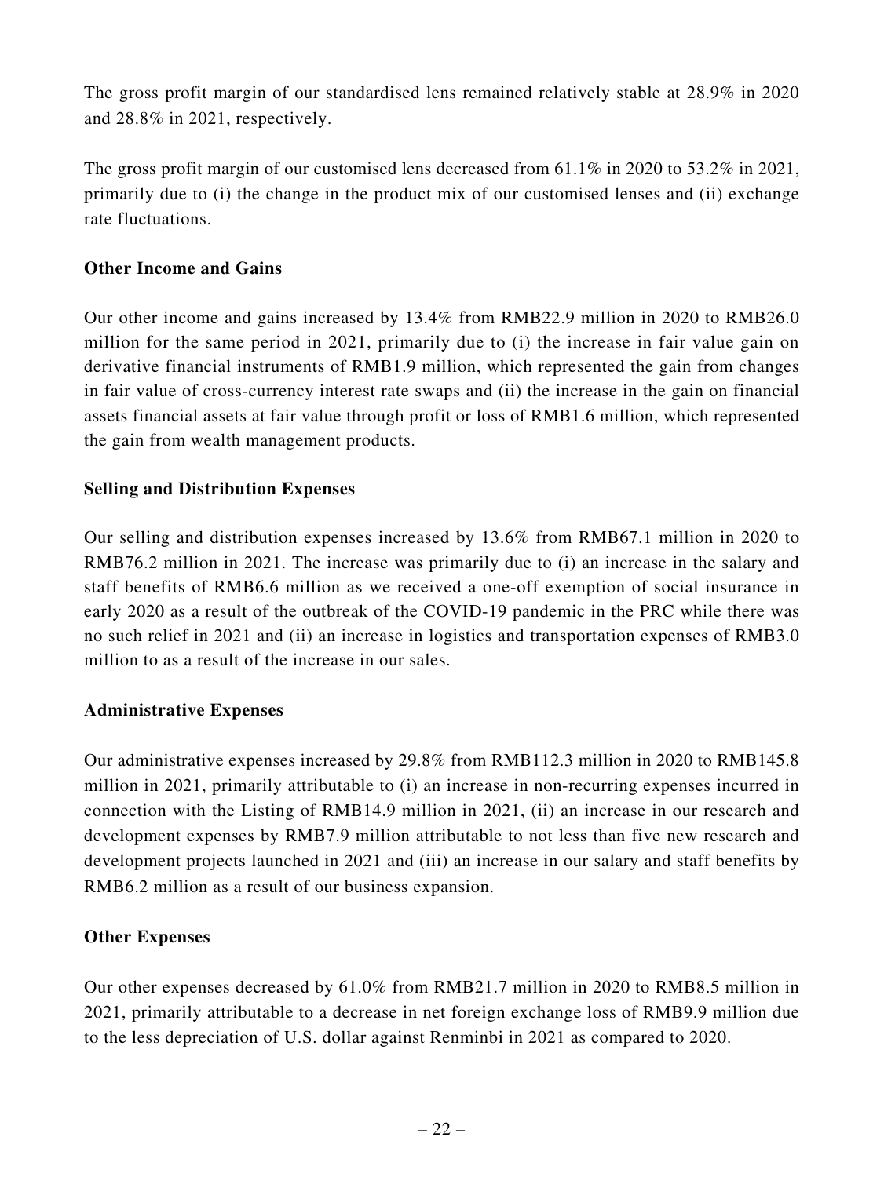The gross profit margin of our standardised lens remained relatively stable at 28.9% in 2020 and 28.8% in 2021, respectively.

The gross profit margin of our customised lens decreased from 61.1% in 2020 to 53.2% in 2021, primarily due to (i) the change in the product mix of our customised lenses and (ii) exchange rate fluctuations.

**Other Income and Gains**

Our other income and gains increased by 13.4% from RMB22.9 million in 2020 to RMB26.0 million for the same period in 2021, primarily due to (i) the increase in fair value gain on derivative financial instruments of RMB1.9 million, which represented the gain from changes in fair value of cross-currency interest rate swaps and (ii) the increase in the gain on financial assets financial assets at fair value through profit or loss of RMB1.6 million, which represented the gain from wealth management products.

**Selling and Distribution Expenses**

Our selling and distribution expenses increased by 13.6% from RMB67.1 million in 2020 to RMB76.2 million in 2021. The increase was primarily due to (i) an increase in the salary and staff benefits of RMB6.6 million as we received a one-off exemption of social insurance in early 2020 as a result of the outbreak of the COVID-19 pandemic in the PRC while there was no such relief in 2021 and (ii) an increase in logistics and transportation expenses of RMB3.0 million to as a result of the increase in our sales.

**Administrative Expenses**

Our administrative expenses increased by 29.8% from RMB112.3 million in 2020 to RMB145.8 million in 2021, primarily attributable to (i) an increase in non-recurring expenses incurred in connection with the Listing of RMB14.9 million in 2021, (ii) an increase in our research and development expenses by RMB7.9 million attributable to not less than five new research and development projects launched in 2021 and (iii) an increase in our salary and staff benefits by RMB6.2 million as a result of our business expansion.

**Other Expenses**

Our other expenses decreased by 61.0% from RMB21.7 million in 2020 to RMB8.5 million in 2021, primarily attributable to a decrease in net foreign exchange loss of RMB9.9 million due to the less depreciation of U.S. dollar against Renminbi in 2021 as compared to 2020.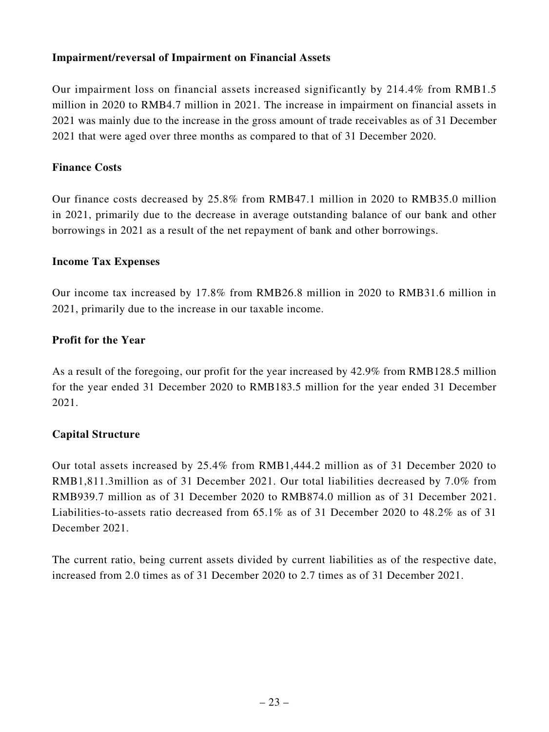### Impairment/reversal of Impairment on Financial Assets

Our impairment loss on financial assets increased significantly by 214.4% from RMB1.5 million in 2020 to RMB4.7 million in 2021. The increase in impairment on financial assets in 2021 was mainly due to the increase in the gross amount of trade receivables as of 31 December 2021 that were aged over three months as compared to that of 31 December 2020.

### Finance Costs

Our finance costs decreased by 25.8% from RMB47.1 million in 2020 to RMB35.0 million in 2021, primarily due to the decrease in average outstanding balance of our bank and other borrowings in 2021 as a result of the net repayment of bank and other borrowings.

### Income Tax Expenses

Our income tax increased by 17.8% from RMB26.8 million in 2020 to RMB31.6 million in 2021, primarily due to the increase in our taxable income.

### Profit for the Year

As a result of the foregoing, our profit for the year increased by 42.9% from RMB128.5 million for the year ended 31 December 2020 to RMB183.5 million for the year ended 31 December 2021.

### Capital Structure

Our total assets increased by 25.4% from RMB1,444.2 million as of 31 December 2020 to RMB1,811.3million as of 31 December 2021. Our total liabilities decreased by 7.0% from RMB939.7 million as of 31 December 2020 to RMB874.0 million as of 31 December 2021. Liabilities-to-assets ratio decreased from 65.1% as of 31 December 2020 to 48.2% as of 31 December 2021.

The current ratio, being current assets divided by current liabilities as of the respective date, increased from 2.0 times as of 31 December 2020 to 2.7 times as of 31 December 2021.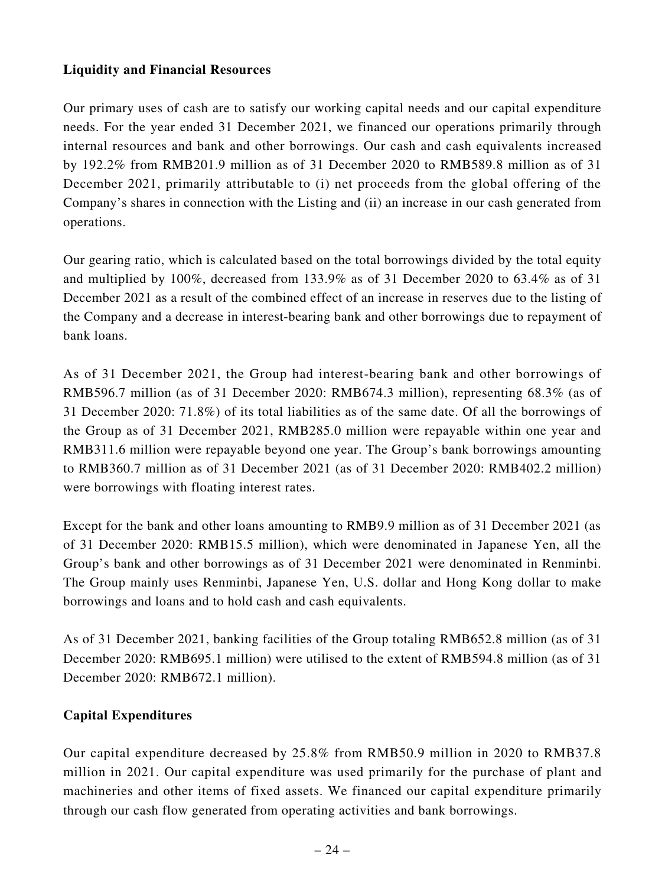**Liquidity and Financial Resources**

Our primary uses of cash are to satisfy our working capital needs and our capital expenditure needs. For the year ended 31 December 2021, we financed our operations primarily through internal resources and bank and other borrowings. Our cash and cash equivalents increased by 192.2% from RMB201.9 million as of 31 December 2020 to RMB589.8 million as of 31 December 2021, primarily attributable to (i) net proceeds from the global offering of the Company's shares in connection with the Listing and (ii) an increase in our cash generated from operations.

Our gearing ratio, which is calculated based on the total borrowings divided by the total equity and multiplied by 100%, decreased from 133.9% as of 31 December 2020 to 63.4% as of 31 December 2021 as a result of the combined effect of an increase in reserves due to the listing of the Company and a decrease in interest-bearing bank and other borrowings due to repayment of bank loans.

As of 31 December 2021, the Group had interest-bearing bank and other borrowings of RMB596.7 million (as of 31 December 2020: RMB674.3 million), representing 68.3% (as of 31 December 2020: 71.8%) of its total liabilities as of the same date. Of all the borrowings of the Group as of 31 December 2021, RMB285.0 million were repayable within one year and RMB311.6 million were repayable beyond one year. The Group's bank borrowings amounting to RMB360.7 million as of 31 December 2021 (as of 31 December 2020: RMB402.2 million) were borrowings with floating interest rates.

Except for the bank and other loans amounting to RMB9.9 million as of 31 December 2021 (as of 31 December 2020: RMB15.5 million), which were denominated in Japanese Yen, all the Group's bank and other borrowings as of 31 December 2021 were denominated in Renminbi. The Group mainly uses Renminbi, Japanese Yen, U.S. dollar and Hong Kong dollar to make borrowings and loans and to hold cash and cash equivalents.

As of 31 December 2021, banking facilities of the Group totaling RMB652.8 million (as of 31 December 2020: RMB695.1 million) were utilised to the extent of RMB594.8 million (as of 31 December 2020: RMB672.1 million).

**Capital Expenditures**

Our capital expenditure decreased by 25.8% from RMB50.9 million in 2020 to RMB37.8 million in 2021. Our capital expenditure was used primarily for the purchase of plant and machineries and other items of fixed assets. We financed our capital expenditure primarily through our cash flow generated from operating activities and bank borrowings.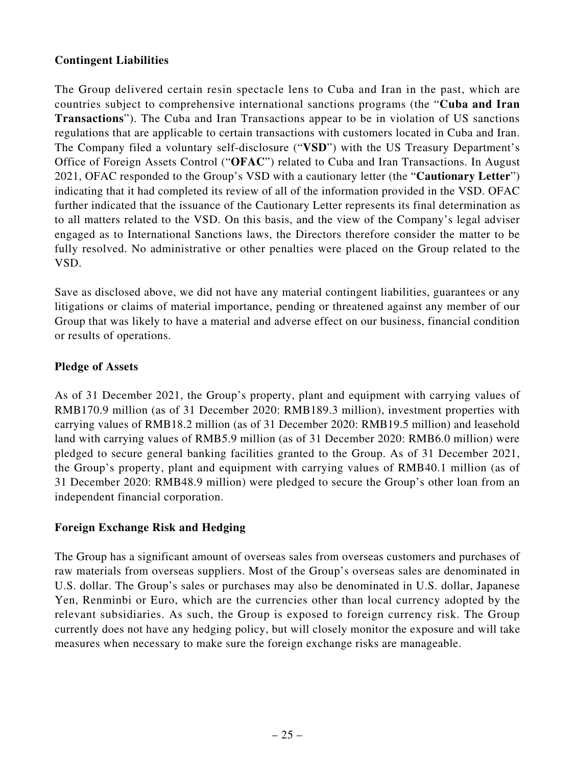### Contingent Liabilities

The Group delivered certain resin spectacle lens to Cuba and Iran in the past, which are countries subject to comprehensive international sanctions programs (the "**Cuba and Iran Transactions**"). The Cuba and Iran Transactions appear to be in violation of US sanctions regulations that are applicable to certain transactions with customers located in Cuba and Iran. The Company filed a voluntary self-disclosure ("**VSD**") with the US Treasury Department's Office of Foreign Assets Control ("**OFAC**") related to Cuba and Iran Transactions. In August 2021, OFAC responded to the Group's VSD with a cautionary letter (the "**Cautionary Letter**") indicating that it had completed its review of all of the information provided in the VSD. OFAC further indicated that the issuance of the Cautionary Letter represents its final determination as to all matters related to the VSD. On this basis, and the view of the Company's legal adviser engaged as to International Sanctions laws, the Directors therefore consider the matter to be fully resolved. No administrative or other penalties were placed on the Group related to the VSD.

Save as disclosed above, we did not have any material contingent liabilities, guarantees or any litigations or claims of material importance, pending or threatened against any member of our Group that was likely to have a material and adverse effect on our business, financial condition or results of operations.

### Pledge of Assets

As of 31 December 2021, the Group's property, plant and equipment with carrying values of RMB170.9 million (as of 31 December 2020: RMB189.3 million), investment properties with carrying values of RMB18.2 million (as of 31 December 2020: RMB19.5 million) and leasehold land with carrying values of RMB5.9 million (as of 31 December 2020: RMB6.0 million) were pledged to secure general banking facilities granted to the Group. As of 31 December 2021, the Group's property, plant and equipment with carrying values of RMB40.1 million (as of 31 December 2020: RMB48.9 million) were pledged to secure the Group's other loan from an independent financial corporation.

### Foreign Exchange Risk and Hedging

The Group has a significant amount of overseas sales from overseas customers and purchases of raw materials from overseas suppliers. Most of the Group's overseas sales are denominated in U.S. dollar. The Group's sales or purchases may also be denominated in U.S. dollar, Japanese Yen, Renminbi or Euro, which are the currencies other than local currency adopted by the relevant subsidiaries. As such, the Group is exposed to foreign currency risk. The Group currently does not have any hedging policy, but will closely monitor the exposure and will take measures when necessary to make sure the foreign exchange risks are manageable.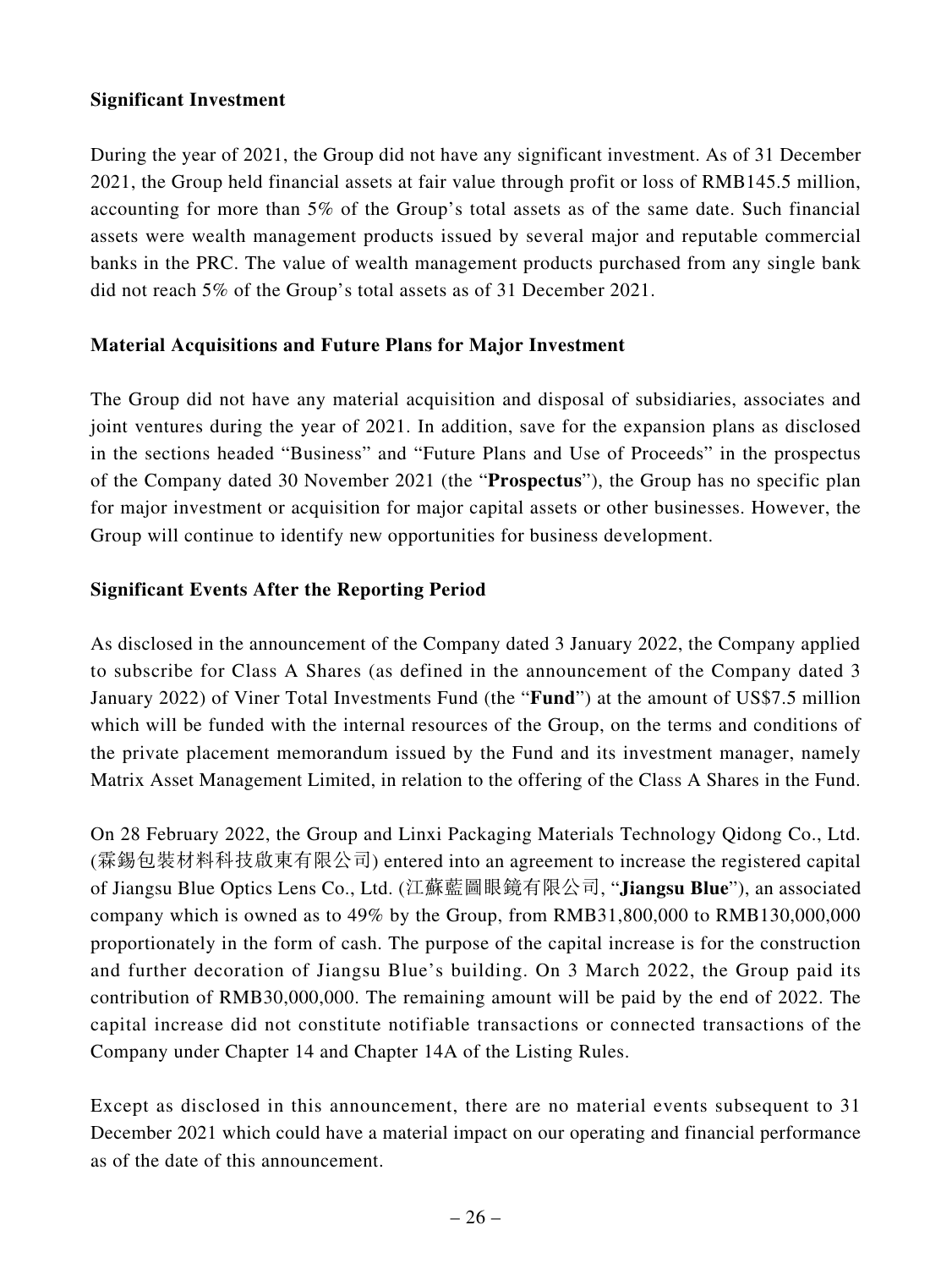**Significant Investment**

During the year of 2021, the Group did not have any significant investment. As of 31 December 2021, the Group held financial assets at fair value through profit or loss of RMB145.5 million, accounting for more than 5% of the Group's total assets as of the same date. Such financial assets were wealth management products issued by several major and reputable commercial banks in the PRC. The value of wealth management products purchased from any single bank did not reach 5% of the Group's total assets as of 31 December 2021.

**Material Acquisitions and Future Plans for Major Investment**

The Group did not have any material acquisition and disposal of subsidiaries, associates and joint ventures during the year of 2021. In addition, save for the expansion plans as disclosed in the sections headed "Business" and "Future Plans and Use of Proceeds" in the prospectus of the Company dated 30 November 2021 (the "**Prospectus**"), the Group has no specific plan for major investment or acquisition for major capital assets or other businesses. However, the Group will continue to identify new opportunities for business development.

**Significant Events After the Reporting Period**

As disclosed in the announcement of the Company dated 3 January 2022, the Company applied to subscribe for Class A Shares (as defined in the announcement of the Company dated 3 January 2022) of Viner Total Investments Fund (the "**Fund**") at the amount of US$7.5 million which will be funded with the internal resources of the Group, on the terms and conditions of the private placement memorandum issued by the Fund and its investment manager, namely Matrix Asset Management Limited, in relation to the offering of the Class A Shares in the Fund.

On 28 February 2022, the Group and Linxi Packaging Materials Technology Qidong Co., Ltd. (霖錫包裝材料科技啟東有限公司) entered into an agreement to increase the registered capital of Jiangsu Blue Optics Lens Co., Ltd. (江蘇藍圖眼鏡有限公司, "**Jiangsu Blue**"), an associated company which is owned as to 49% by the Group, from RMB31,800,000 to RMB130,000,000 proportionately in the form of cash. The purpose of the capital increase is for the construction and further decoration of Jiangsu Blue's building. On 3 March 2022, the Group paid its contribution of RMB30,000,000. The remaining amount will be paid by the end of 2022. The capital increase did not constitute notifiable transactions or connected transactions of the Company under Chapter 14 and Chapter 14A of the Listing Rules.

Except as disclosed in this announcement, there are no material events subsequent to 31 December 2021 which could have a material impact on our operating and financial performance as of the date of this announcement.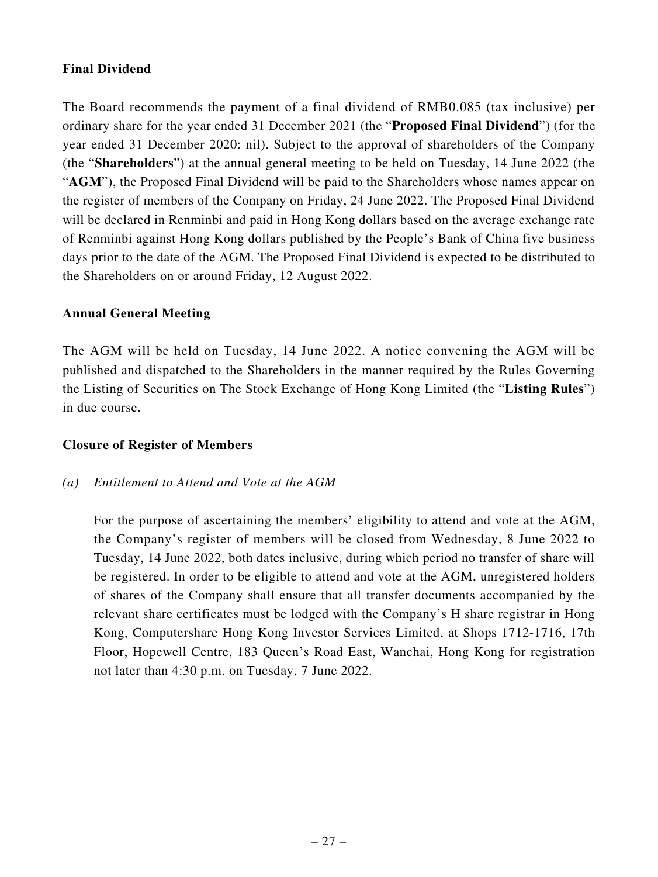**Final Dividend**

The Board recommends the payment of a final dividend of RMB0.085 (tax inclusive) per ordinary share for the year ended 31 December 2021 (the "**Proposed Final Dividend**") (for the year ended 31 December 2020: nil). Subject to the approval of shareholders of the Company (the "**Shareholders**") at the annual general meeting to be held on Tuesday, 14 June 2022 (the "**AGM**"), the Proposed Final Dividend will be paid to the Shareholders whose names appear on the register of members of the Company on Friday, 24 June 2022. The Proposed Final Dividend will be declared in Renminbi and paid in Hong Kong dollars based on the average exchange rate of Renminbi against Hong Kong dollars published by the People's Bank of China five business days prior to the date of the AGM. The Proposed Final Dividend is expected to be distributed to the Shareholders on or around Friday, 12 August 2022.

**Annual General Meeting**

The AGM will be held on Tuesday, 14 June 2022. A notice convening the AGM will be published and dispatched to the Shareholders in the manner required by the Rules Governing the Listing of Securities on The Stock Exchange of Hong Kong Limited (the "**Listing Rules**") in due course.

**Closure of Register of Members**

*(a) Entitlement to Attend and Vote at the AGM*

For the purpose of ascertaining the members' eligibility to attend and vote at the AGM, the Company's register of members will be closed from Wednesday, 8 June 2022 to Tuesday, 14 June 2022, both dates inclusive, during which period no transfer of share will be registered. In order to be eligible to attend and vote at the AGM, unregistered holders of shares of the Company shall ensure that all transfer documents accompanied by the relevant share certificates must be lodged with the Company's H share registrar in Hong Kong, Computershare Hong Kong Investor Services Limited, at Shops 1712-1716, 17th Floor, Hopewell Centre, 183 Queen's Road East, Wanchai, Hong Kong for registration not later than 4:30 p.m. on Tuesday, 7 June 2022.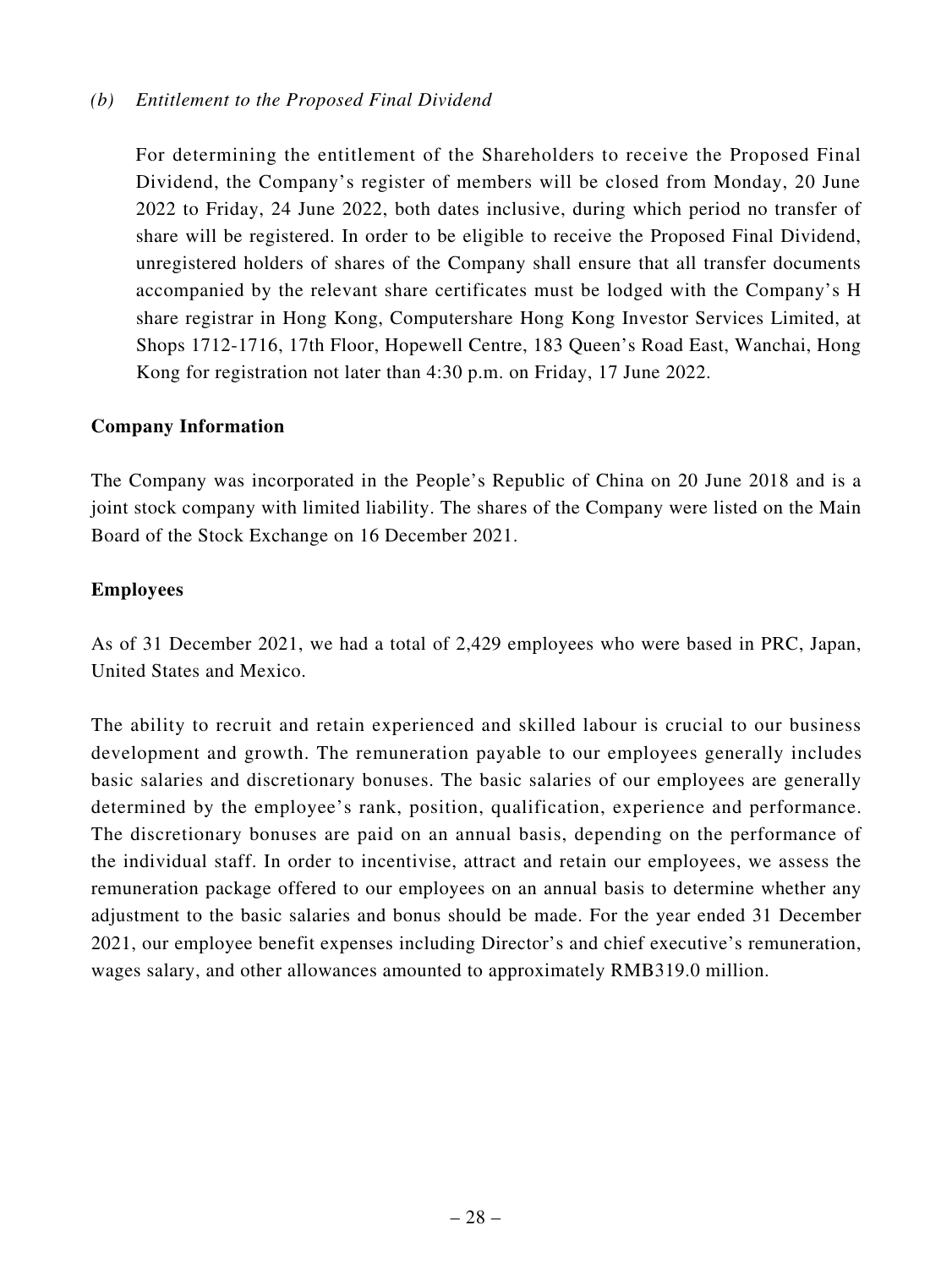*(b) Entitlement to the Proposed Final Dividend*

For determining the entitlement of the Shareholders to receive the Proposed Final Dividend, the Company's register of members will be closed from Monday, 20 June 2022 to Friday, 24 June 2022, both dates inclusive, during which period no transfer of share will be registered. In order to be eligible to receive the Proposed Final Dividend, unregistered holders of shares of the Company shall ensure that all transfer documents accompanied by the relevant share certificates must be lodged with the Company's H share registrar in Hong Kong, Computershare Hong Kong Investor Services Limited, at Shops 1712-1716, 17th Floor, Hopewell Centre, 183 Queen's Road East, Wanchai, Hong Kong for registration not later than 4:30 p.m. on Friday, 17 June 2022.

**Company Information**

The Company was incorporated in the People's Republic of China on 20 June 2018 and is a joint stock company with limited liability. The shares of the Company were listed on the Main Board of the Stock Exchange on 16 December 2021.

**Employees**

As of 31 December 2021, we had a total of 2,429 employees who were based in PRC, Japan, United States and Mexico.

The ability to recruit and retain experienced and skilled labour is crucial to our business development and growth. The remuneration payable to our employees generally includes basic salaries and discretionary bonuses. The basic salaries of our employees are generally determined by the employee's rank, position, qualification, experience and performance. The discretionary bonuses are paid on an annual basis, depending on the performance of the individual staff. In order to incentivise, attract and retain our employees, we assess the remuneration package offered to our employees on an annual basis to determine whether any adjustment to the basic salaries and bonus should be made. For the year ended 31 December 2021, our employee benefit expenses including Director's and chief executive's remuneration, wages salary, and other allowances amounted to approximately RMB319.0 million.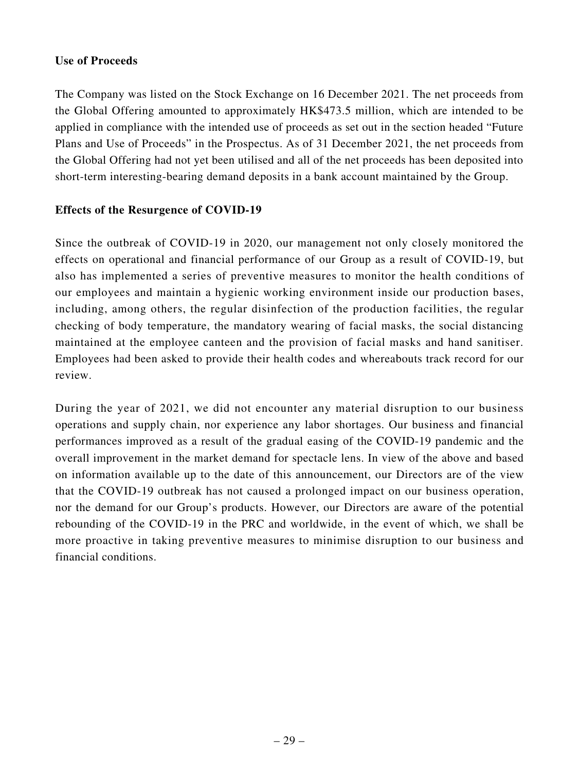**Use of Proceeds**

The Company was listed on the Stock Exchange on 16 December 2021. The net proceeds from the Global Offering amounted to approximately HK$473.5 million, which are intended to be applied in compliance with the intended use of proceeds as set out in the section headed "Future Plans and Use of Proceeds" in the Prospectus. As of 31 December 2021, the net proceeds from the Global Offering had not yet been utilised and all of the net proceeds has been deposited into short-term interesting-bearing demand deposits in a bank account maintained by the Group.

**Effects of the Resurgence of COVID-19**

Since the outbreak of COVID-19 in 2020, our management not only closely monitored the effects on operational and financial performance of our Group as a result of COVID-19, but also has implemented a series of preventive measures to monitor the health conditions of our employees and maintain a hygienic working environment inside our production bases, including, among others, the regular disinfection of the production facilities, the regular checking of body temperature, the mandatory wearing of facial masks, the social distancing maintained at the employee canteen and the provision of facial masks and hand sanitiser. Employees had been asked to provide their health codes and whereabouts track record for our review.

During the year of 2021, we did not encounter any material disruption to our business operations and supply chain, nor experience any labor shortages. Our business and financial performances improved as a result of the gradual easing of the COVID-19 pandemic and the overall improvement in the market demand for spectacle lens. In view of the above and based on information available up to the date of this announcement, our Directors are of the view that the COVID-19 outbreak has not caused a prolonged impact on our business operation, nor the demand for our Group's products. However, our Directors are aware of the potential rebounding of the COVID-19 in the PRC and worldwide, in the event of which, we shall be more proactive in taking preventive measures to minimise disruption to our business and financial conditions.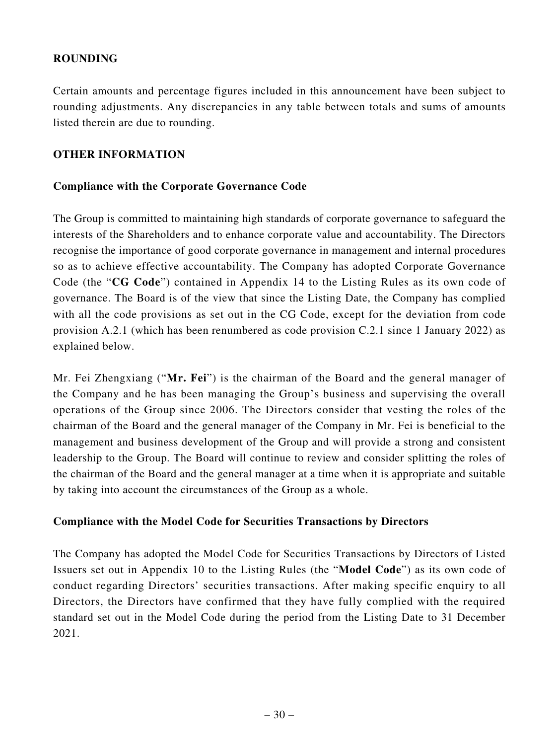## ROUNDING

Certain amounts and percentage figures included in this announcement have been subject to rounding adjustments. Any discrepancies in any table between totals and sums of amounts listed therein are due to rounding.

## OTHER INFORMATION

### Compliance with the Corporate Governance Code

The Group is committed to maintaining high standards of corporate governance to safeguard the interests of the Shareholders and to enhance corporate value and accountability. The Directors recognise the importance of good corporate governance in management and internal procedures so as to achieve effective accountability. The Company has adopted Corporate Governance Code (the "**CG Code**") contained in Appendix 14 to the Listing Rules as its own code of governance. The Board is of the view that since the Listing Date, the Company has complied with all the code provisions as set out in the CG Code, except for the deviation from code provision A.2.1 (which has been renumbered as code provision C.2.1 since 1 January 2022) as explained below.

Mr. Fei Zhengxiang ("**Mr. Fei**") is the chairman of the Board and the general manager of the Company and he has been managing the Group's business and supervising the overall operations of the Group since 2006. The Directors consider that vesting the roles of the chairman of the Board and the general manager of the Company in Mr. Fei is beneficial to the management and business development of the Group and will provide a strong and consistent leadership to the Group. The Board will continue to review and consider splitting the roles of the chairman of the Board and the general manager at a time when it is appropriate and suitable by taking into account the circumstances of the Group as a whole.

### Compliance with the Model Code for Securities Transactions by Directors

The Company has adopted the Model Code for Securities Transactions by Directors of Listed Issuers set out in Appendix 10 to the Listing Rules (the "**Model Code**") as its own code of conduct regarding Directors' securities transactions. After making specific enquiry to all Directors, the Directors have confirmed that they have fully complied with the required standard set out in the Model Code during the period from the Listing Date to 31 December 2021.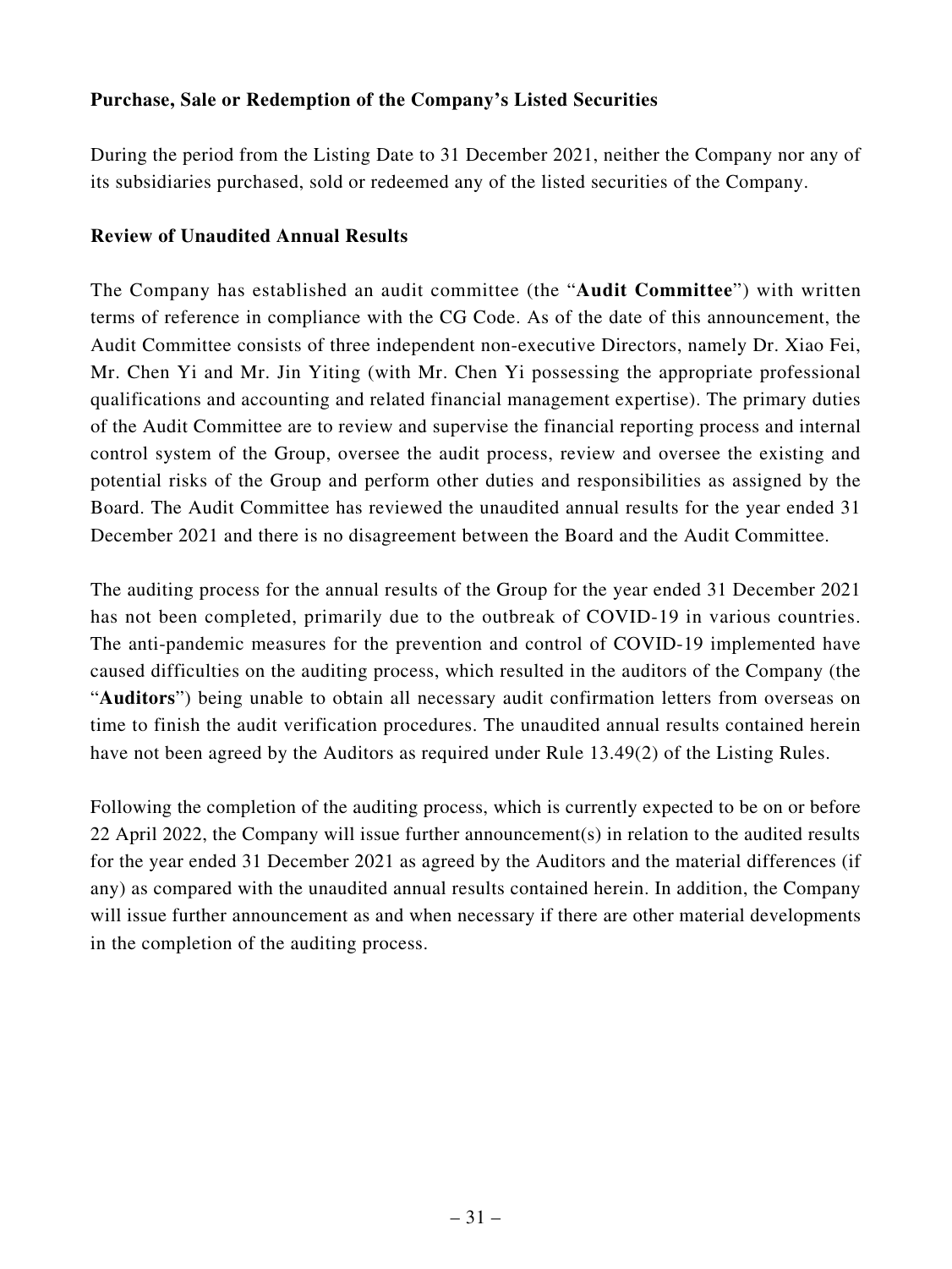**Purchase, Sale or Redemption of the Company's Listed Securities**

During the period from the Listing Date to 31 December 2021, neither the Company nor any of its subsidiaries purchased, sold or redeemed any of the listed securities of the Company.

**Review of Unaudited Annual Results**

The Company has established an audit committee (the "**Audit Committee**") with written terms of reference in compliance with the CG Code. As of the date of this announcement, the Audit Committee consists of three independent non-executive Directors, namely Dr. Xiao Fei, Mr. Chen Yi and Mr. Jin Yiting (with Mr. Chen Yi possessing the appropriate professional qualifications and accounting and related financial management expertise). The primary duties of the Audit Committee are to review and supervise the financial reporting process and internal control system of the Group, oversee the audit process, review and oversee the existing and potential risks of the Group and perform other duties and responsibilities as assigned by the Board. The Audit Committee has reviewed the unaudited annual results for the year ended 31 December 2021 and there is no disagreement between the Board and the Audit Committee.

The auditing process for the annual results of the Group for the year ended 31 December 2021 has not been completed, primarily due to the outbreak of COVID-19 in various countries. The anti-pandemic measures for the prevention and control of COVID-19 implemented have caused difficulties on the auditing process, which resulted in the auditors of the Company (the "**Auditors**") being unable to obtain all necessary audit confirmation letters from overseas on time to finish the audit verification procedures. The unaudited annual results contained herein have not been agreed by the Auditors as required under Rule 13.49(2) of the Listing Rules.

Following the completion of the auditing process, which is currently expected to be on or before 22 April 2022, the Company will issue further announcement(s) in relation to the audited results for the year ended 31 December 2021 as agreed by the Auditors and the material differences (if any) as compared with the unaudited annual results contained herein. In addition, the Company will issue further announcement as and when necessary if there are other material developments in the completion of the auditing process.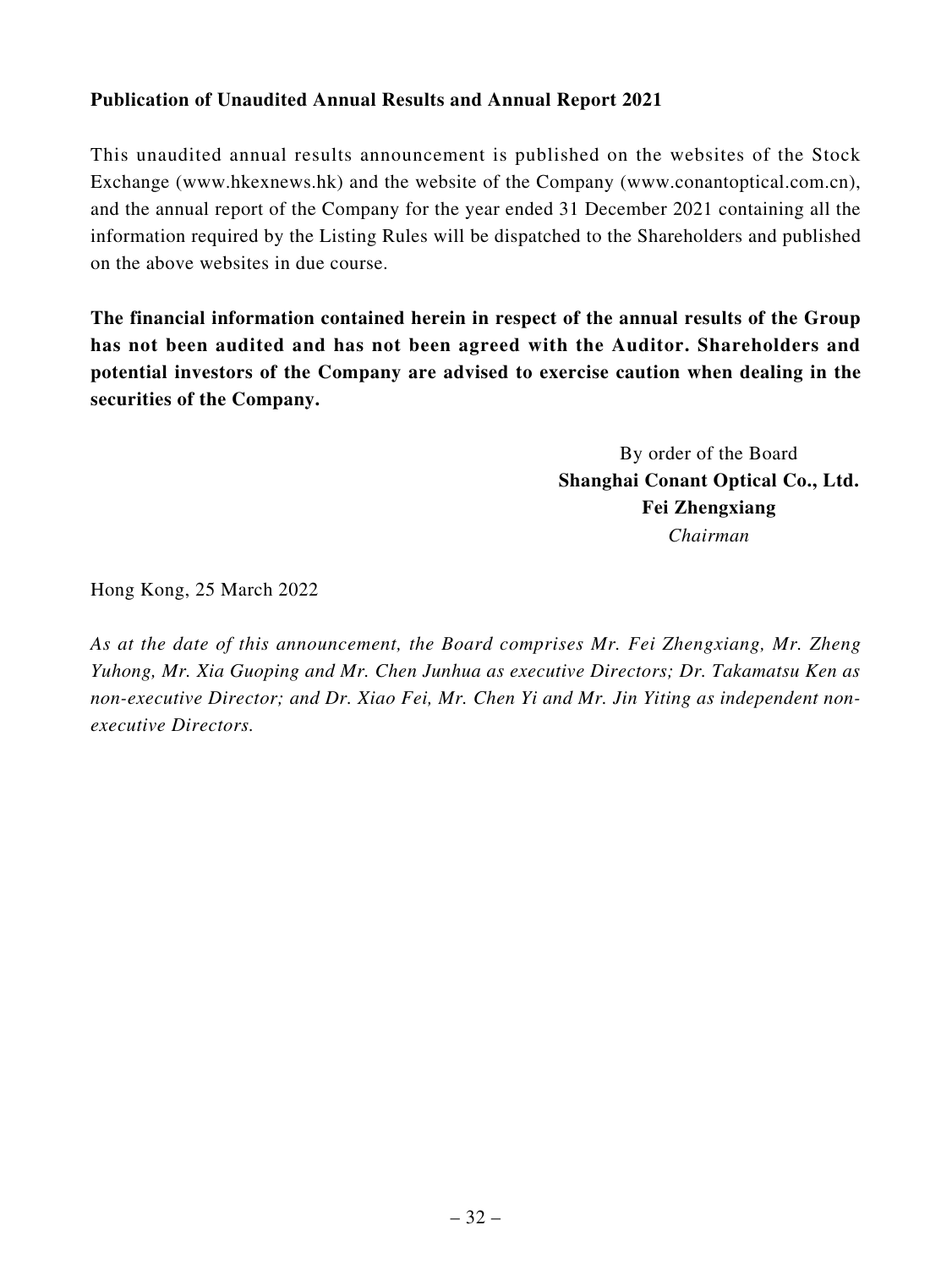**Publication of Unaudited Annual Results and Annual Report 2021**

This unaudited annual results announcement is published on the websites of the Stock Exchange (www.hkexnews.hk) and the website of the Company (www.conantoptical.com.cn), and the annual report of the Company for the year ended 31 December 2021 containing all the information required by the Listing Rules will be dispatched to the Shareholders and published on the above websites in due course.

**The financial information contained herein in respect of the annual results of the Group has not been audited and has not been agreed with the Auditor. Shareholders and potential investors of the Company are advised to exercise caution when dealing in the securities of the Company.**

By order of the Board
**Shanghai Conant Optical Co., Ltd.**
**Fei Zhengxiang**
*Chairman*

Hong Kong, 25 March 2022

*As at the date of this announcement, the Board comprises Mr. Fei Zhengxiang, Mr. Zheng Yuhong, Mr. Xia Guoping and Mr. Chen Junhua as executive Directors; Dr. Takamatsu Ken as non-executive Director; and Dr. Xiao Fei, Mr. Chen Yi and Mr. Jin Yiting as independent non-executive Directors.*